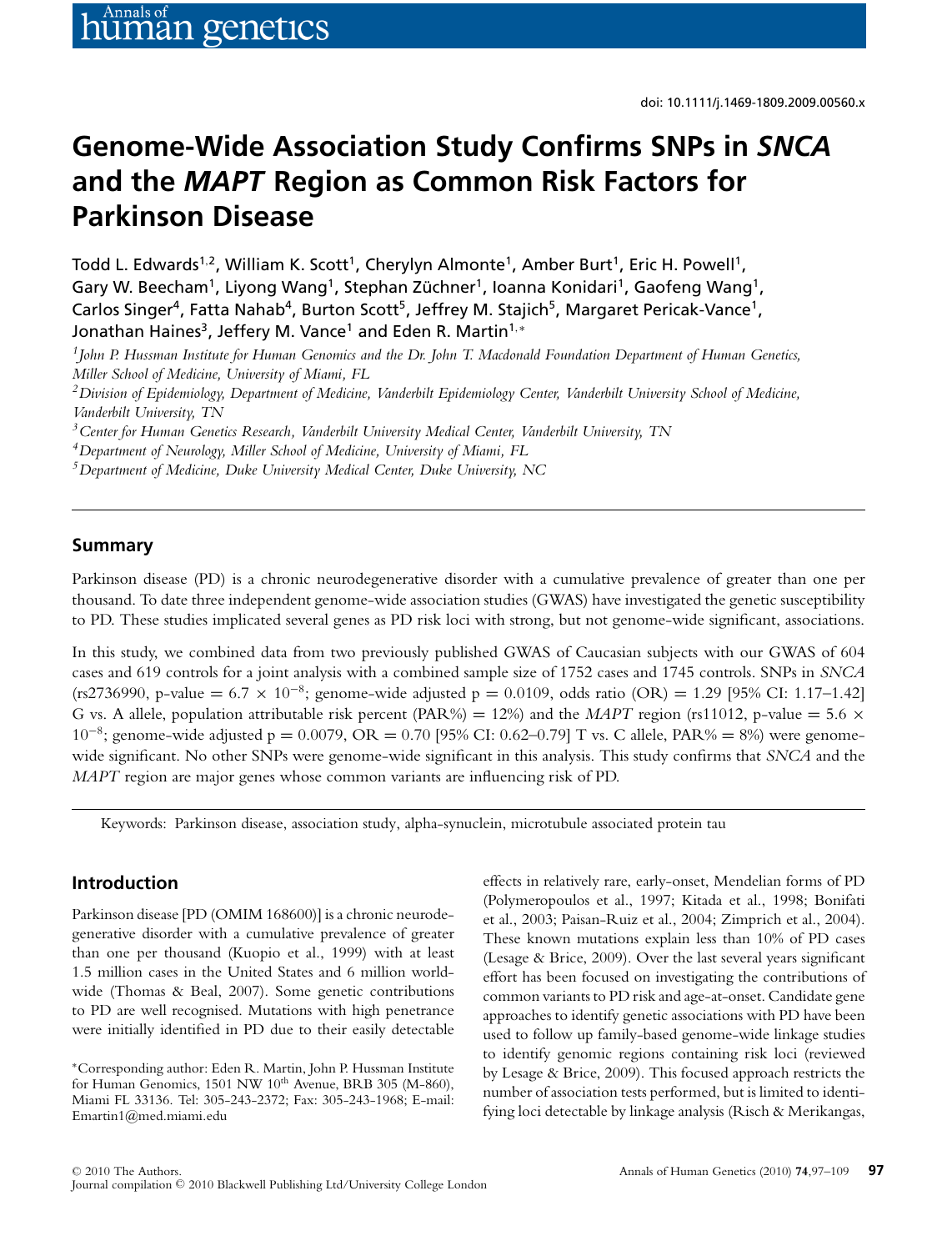doi: 10.1111/j.1469-1809.2009.00560.x

# Genome-Wide Association Study Confirms SNPs in *SNCA* and the *MAPT* Region as Common Risk Factors for Parkinson Disease

Todd L. Edwards[1,2], William K. Scott[1], Cherylyn Almonte[1], Amber Burt[1], Eric H. Powell[1], Gary W. Beecham[1], Liyong Wang[1], Stephan Züchner[1], Ioanna Konidari[1], Gaofeng Wang[1], Carlos Singer[4], Fatta Nahab[4], Burton Scott[5], Jeffrey M. Stajich[5], Margaret Pericak-Vance[1], Jonathan Haines[3], Jeffery M. Vance[1] and Eden R. Martin[1,*]

[1] *John P. Hussman Institute for Human Genomics and the Dr. John T. Macdonald Foundation Department of Human Genetics, Miller School of Medicine, University of Miami, FL*

[2] *Division of Epidemiology, Department of Medicine, Vanderbilt Epidemiology Center, Vanderbilt University School of Medicine, Vanderbilt University, TN*

[3] *Center for Human Genetics Research, Vanderbilt University Medical Center, Vanderbilt University, TN*

[4] *Department of Neurology, Miller School of Medicine, University of Miami, FL*

[5] *Department of Medicine, Duke University Medical Center, Duke University, NC*

## Summary

Parkinson disease (PD) is a chronic neurodegenerative disorder with a cumulative prevalence of greater than one per thousand. To date three independent genome-wide association studies (GWAS) have investigated the genetic susceptibility to PD. These studies implicated several genes as PD risk loci with strong, but not genome-wide significant, associations.

In this study, we combined data from two previously published GWAS of Caucasian subjects with our GWAS of 604 cases and 619 controls for a joint analysis with a combined sample size of 1752 cases and 1745 controls. SNPs in *SNCA* (rs2736990, p-value $= 6.7 \times 10^{-8}$; genome-wide adjusted p $= 0.0109$, odds ratio (OR) $= 1.29$ [95% CI: 1.17–1.42] G vs. A allele, population attributable risk percent (PAR%) $= 12\%$) and the *MAPT* region (rs11012, p-value $= 5.6 \times 10^{-8}$; genome-wide adjusted p $= 0.0079$, OR $= 0.70$ [95% CI: 0.62–0.79] T vs. C allele, PAR% $= 8\%$) were genome-wide significant. No other SNPs were genome-wide significant in this analysis. This study confirms that *SNCA* and the *MAPT* region are major genes whose common variants are influencing risk of PD.

Keywords: Parkinson disease, association study, alpha-synuclein, microtubule associated protein tau

## Introduction

Parkinson disease [PD (OMIM 168600)] is a chronic neurodegenerative disorder with a cumulative prevalence of greater than one per thousand (Kuopio et al., 1999) with at least 1.5 million cases in the United States and 6 million worldwide (Thomas & Beal, 2007). Some genetic contributions to PD are well recognised. Mutations with high penetrance were initially identified in PD due to their easily detectable effects in relatively rare, early-onset, Mendelian forms of PD (Polymeropoulos et al., 1997; Kitada et al., 1998; Bonifati et al., 2003; Paisan-Ruiz et al., 2004; Zimprich et al., 2004). These known mutations explain less than 10% of PD cases (Lesage & Brice, 2009). Over the last several years significant effort has been focused on investigating the contributions of common variants to PD risk and age-at-onset. Candidate gene approaches to identify genetic associations with PD have been used to follow up family-based genome-wide linkage studies to identify genomic regions containing risk loci (reviewed by Lesage & Brice, 2009). This focused approach restricts the number of association tests performed, but is limited to identifying loci detectable by linkage analysis (Risch & Merikangas,

*Corresponding author: Eden R. Martin, John P. Hussman Institute for Human Genomics, 1501 NW 10th Avenue, BRB 305 (M-860), Miami FL 33136. Tel: 305-243-2372; Fax: 305-243-1968; E-mail: Emartin1@med.miami.edu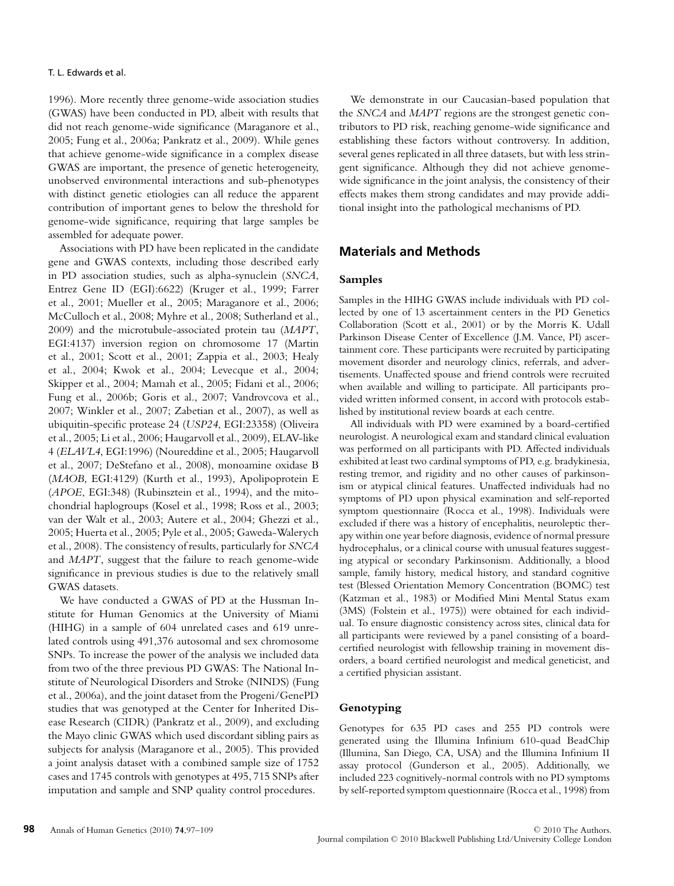1996). More recently three genome-wide association studies (GWAS) have been conducted in PD, albeit with results that did not reach genome-wide significance (Maraganore et al., 2005; Fung et al., 2006a; Pankratz et al., 2009). While genes that achieve genome-wide significance in a complex disease GWAS are important, the presence of genetic heterogeneity, unobserved environmental interactions and sub-phenotypes with distinct genetic etiologies can all reduce the apparent contribution of important genes to below the threshold for genome-wide significance, requiring that large samples be assembled for adequate power.

Associations with PD have been replicated in the candidate gene and GWAS contexts, including those described early in PD association studies, such as alpha-synuclein (*SNCA*, Entrez Gene ID (EGI):6622) (Kruger et al., 1999; Farrer et al., 2001; Mueller et al., 2005; Maraganore et al., 2006; McCulloch et al., 2008; Myhre et al., 2008; Sutherland et al., 2009) and the microtubule-associated protein tau (*MAPT*, EGI:4137) inversion region on chromosome 17 (Martin et al., 2001; Scott et al., 2001; Zappia et al., 2003; Healy et al., 2004; Kwok et al., 2004; Levecque et al., 2004; Skipper et al., 2004; Mamah et al., 2005; Fidani et al., 2006; Fung et al., 2006b; Goris et al., 2007; Vandrovcova et al., 2007; Winkler et al., 2007; Zabetian et al., 2007), as well as ubiquitin-specific protease 24 (*USP24*, EGI:23358) (Oliveira et al., 2005; Li et al., 2006; Haugarvoll et al., 2009), ELAV-like 4 (*ELAVL4*, EGI:1996) (Noureddine et al., 2005; Haugarvoll et al., 2007; DeStefano et al., 2008), monoamine oxidase B (*MAOB*, EGI:4129) (Kurth et al., 1993), Apolipoprotein E (*APOE*, EGI:348) (Rubinsztein et al., 1994), and the mitochondrial haplogroups (Kosel et al., 1998; Ross et al., 2003; van der Walt et al., 2003; Autere et al., 2004; Ghezzi et al., 2005; Huerta et al., 2005; Pyle et al., 2005; Gaweda-Walerych et al., 2008). The consistency of results, particularly for *SNCA* and *MAPT*, suggest that the failure to reach genome-wide significance in previous studies is due to the relatively small GWAS datasets.

We have conducted a GWAS of PD at the Hussman Institute for Human Genomics at the University of Miami (HIHG) in a sample of 604 unrelated cases and 619 unrelated controls using 491,376 autosomal and sex chromosome SNPs. To increase the power of the analysis we included data from two of the three previous PD GWAS: The National Institute of Neurological Disorders and Stroke (NINDS) (Fung et al., 2006a), and the joint dataset from the Progeni/GenePD studies that was genotyped at the Center for Inherited Disease Research (CIDR) (Pankratz et al., 2009), and excluding the Mayo clinic GWAS which used discordant sibling pairs as subjects for analysis (Maraganore et al., 2005). This provided a joint analysis dataset with a combined sample size of 1752 cases and 1745 controls with genotypes at 495, 715 SNPs after imputation and sample and SNP quality control procedures.

We demonstrate in our Caucasian-based population that the *SNCA* and *MAPT* regions are the strongest genetic contributors to PD risk, reaching genome-wide significance and establishing these factors without controversy. In addition, several genes replicated in all three datasets, but with less stringent significance. Although they did not achieve genome-wide significance in the joint analysis, the consistency of their effects makes them strong candidates and may provide additional insight into the pathological mechanisms of PD.

## Materials and Methods

### Samples

Samples in the HIHG GWAS include individuals with PD collected by one of 13 ascertainment centers in the PD Genetics Collaboration (Scott et al., 2001) or by the Morris K. Udall Parkinson Disease Center of Excellence (J.M. Vance, PI) ascertainment core. These participants were recruited by participating movement disorder and neurology clinics, referrals, and advertisements. Unaffected spouse and friend controls were recruited when available and willing to participate. All participants provided written informed consent, in accord with protocols established by institutional review boards at each centre.

All individuals with PD were examined by a board-certified neurologist. A neurological exam and standard clinical evaluation was performed on all participants with PD. Affected individuals exhibited at least two cardinal symptoms of PD, e.g. bradykinesia, resting tremor, and rigidity and no other causes of parkinsonism or atypical clinical features. Unaffected individuals had no symptoms of PD upon physical examination and self-reported symptom questionnaire (Rocca et al., 1998). Individuals were excluded if there was a history of encephalitis, neuroleptic therapy within one year before diagnosis, evidence of normal pressure hydrocephalus, or a clinical course with unusual features suggesting atypical or secondary Parkinsonism. Additionally, a blood sample, family history, medical history, and standard cognitive test (Blessed Orientation Memory Concentration (BOMC) test (Katzman et al., 1983) or Modified Mini Mental Status exam (3MS) (Folstein et al., 1975)) were obtained for each individual. To ensure diagnostic consistency across sites, clinical data for all participants were reviewed by a panel consisting of a board-certified neurologist with fellowship training in movement disorders, a board certified neurologist and medical geneticist, and a certified physician assistant.

### Genotyping

Genotypes for 635 PD cases and 255 PD controls were generated using the Illumina Infinium 610-quad BeadChip (Illumina, San Diego, CA, USA) and the Illumina Infinium II assay protocol (Gunderson et al., 2005). Additionally, we included 223 cognitively-normal controls with no PD symptoms by self-reported symptom questionnaire (Rocca et al., 1998) from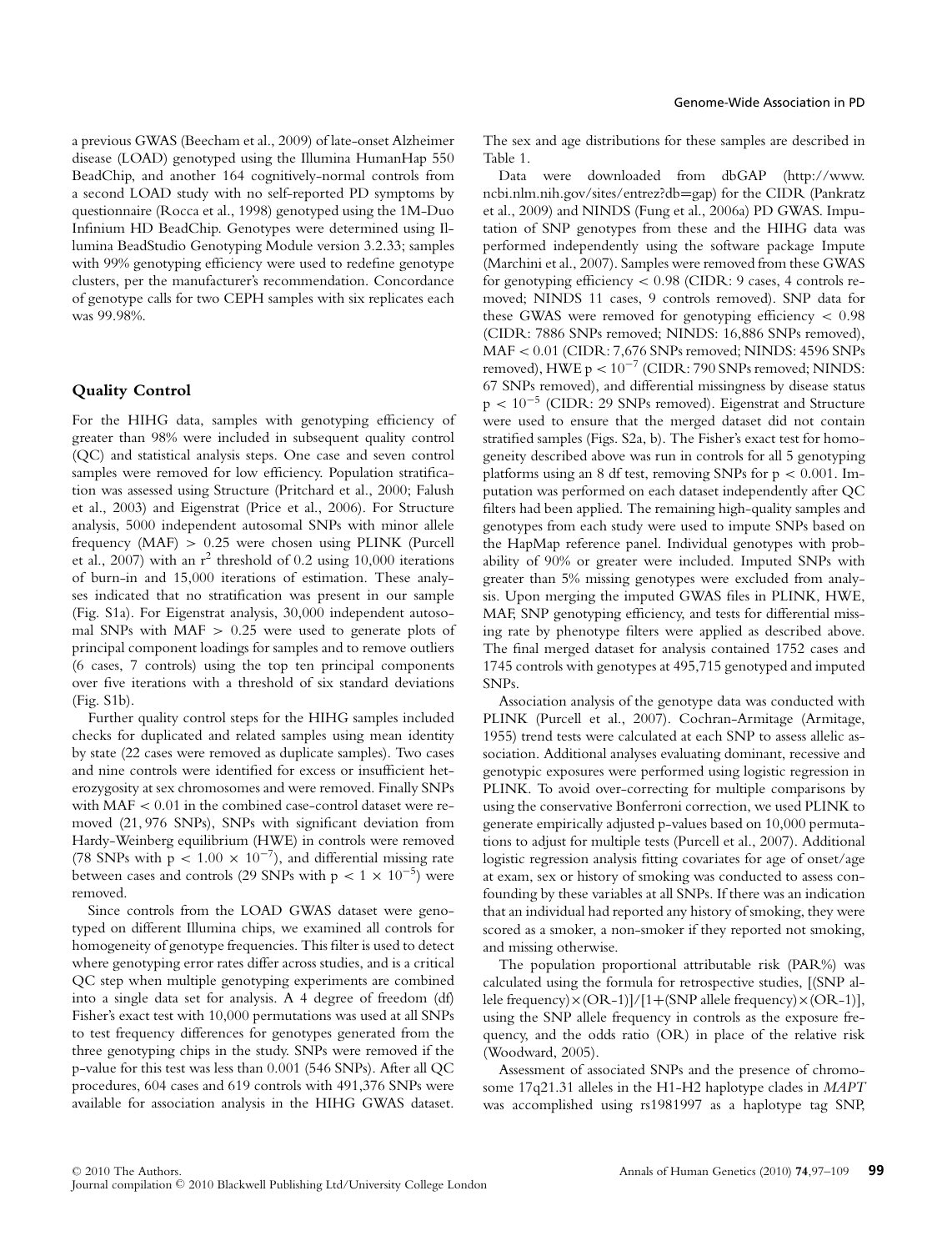a previous GWAS (Beecham et al., 2009) of late-onset Alzheimer disease (LOAD) genotyped using the Illumina HumanHap 550 BeadChip, and another 164 cognitively-normal controls from a second LOAD study with no self-reported PD symptoms by questionnaire (Rocca et al., 1998) genotyped using the 1M-Duo Infinium HD BeadChip. Genotypes were determined using Illumina BeadStudio Genotyping Module version 3.2.33; samples with 99% genotyping efficiency were used to redefine genotype clusters, per the manufacturer's recommendation. Concordance of genotype calls for two CEPH samples with six replicates each was 99.98%.

## Quality Control

For the HIHG data, samples with genotyping efficiency of greater than 98% were included in subsequent quality control (QC) and statistical analysis steps. One case and seven control samples were removed for low efficiency. Population stratification was assessed using Structure (Pritchard et al., 2000; Falush et al., 2003) and Eigenstrat (Price et al., 2006). For Structure analysis, 5000 independent autosomal SNPs with minor allele frequency (MAF) $> 0.25$ were chosen using PLINK (Purcell et al., 2007) with an $r^2$ threshold of 0.2 using 10,000 iterations of burn-in and 15,000 iterations of estimation. These analyses indicated that no stratification was present in our sample (Fig. S1a). For Eigenstrat analysis, 30,000 independent autosomal SNPs with MAF $> 0.25$ were used to generate plots of principal component loadings for samples and to remove outliers (6 cases, 7 controls) using the top ten principal components over five iterations with a threshold of six standard deviations (Fig. S1b).

Further quality control steps for the HIHG samples included checks for duplicated and related samples using mean identity by state (22 cases were removed as duplicate samples). Two cases and nine controls were identified for excess or insufficient heterozygosity at sex chromosomes and were removed. Finally SNPs with MAF $< 0.01$ in the combined case-control dataset were removed (21,976 SNPs), SNPs with significant deviation from Hardy-Weinberg equilibrium (HWE) in controls were removed (78 SNPs with $p < 1.00 \times 10^{-7}$), and differential missing rate between cases and controls (29 SNPs with $p < 1 \times 10^{-5}$) were removed.

Since controls from the LOAD GWAS dataset were genotyped on different Illumina chips, we examined all controls for homogeneity of genotype frequencies. This filter is used to detect where genotyping error rates differ across studies, and is a critical QC step when multiple genotyping experiments are combined into a single data set for analysis. A 4 degree of freedom (df) Fisher's exact test with 10,000 permutations was used at all SNPs to test frequency differences for genotypes generated from the three genotyping chips in the study. SNPs were removed if the p-value for this test was less than 0.001 (546 SNPs). After all QC procedures, 604 cases and 619 controls with 491,376 SNPs were available for association analysis in the HIHG GWAS dataset. The sex and age distributions for these samples are described in Table 1.

Data were downloaded from dbGAP (http://www.ncbi.nlm.nih.gov/sites/entrez?db=gap) for the CIDR (Pankratz et al., 2009) and NINDS (Fung et al., 2006a) PD GWAS. Imputation of SNP genotypes from these and the HIHG data was performed independently using the software package Impute (Marchini et al., 2007). Samples were removed from these GWAS for genotyping efficiency $< 0.98$ (CIDR: 9 cases, 4 controls removed; NINDS 11 cases, 9 controls removed). SNP data for these GWAS were removed for genotyping efficiency $< 0.98$ (CIDR: 7886 SNPs removed; NINDS: 16,886 SNPs removed), MAF $< 0.01$ (CIDR: 7,676 SNPs removed; NINDS: 4596 SNPs removed), HWE $p < 10^{-7}$ (CIDR: 790 SNPs removed; NINDS: 67 SNPs removed), and differential missingness by disease status $p < 10^{-5}$ (CIDR: 29 SNPs removed). Eigenstrat and Structure were used to ensure that the merged dataset did not contain stratified samples (Figs. S2a, b). The Fisher's exact test for homogeneity described above was run in controls for all 5 genotyping platforms using an 8 df test, removing SNPs for $p < 0.001$. Imputation was performed on each dataset independently after QC filters had been applied. The remaining high-quality samples and genotypes from each study were used to impute SNPs based on the HapMap reference panel. Individual genotypes with probability of 90% or greater were included. Imputed SNPs with greater than 5% missing genotypes were excluded from analysis. Upon merging the imputed GWAS files in PLINK, HWE, MAF, SNP genotyping efficiency, and tests for differential missing rate by phenotype filters were applied as described above. The final merged dataset for analysis contained 1752 cases and 1745 controls with genotypes at 495,715 genotyped and imputed SNPs.

Association analysis of the genotype data was conducted with PLINK (Purcell et al., 2007). Cochran-Armitage (Armitage, 1955) trend tests were calculated at each SNP to assess allelic association. Additional analyses evaluating dominant, recessive and genotypic exposures were performed using logistic regression in PLINK. To avoid over-correcting for multiple comparisons by using the conservative Bonferroni correction, we used PLINK to generate empirically adjusted p-values based on 10,000 permutations to adjust for multiple tests (Purcell et al., 2007). Additional logistic regression analysis fitting covariates for age of onset/age at exam, sex or history of smoking was conducted to assess confounding by these variables at all SNPs. If there was an indication that an individual had reported any history of smoking, they were scored as a smoker, a non-smoker if they reported not smoking, and missing otherwise.

The population proportional attributable risk (PAR%) was calculated using the formula for retrospective studies, [(SNP allele frequency)×(OR-1)]/[1+(SNP allele frequency)×(OR-1)], using the SNP allele frequency in controls as the exposure frequency, and the odds ratio (OR) in place of the relative risk (Woodward, 2005).

Assessment of associated SNPs and the presence of chromosome 17q21.31 alleles in the H1-H2 haplotype clades in *MAPT* was accomplished using rs1981997 as a haplotype tag SNP,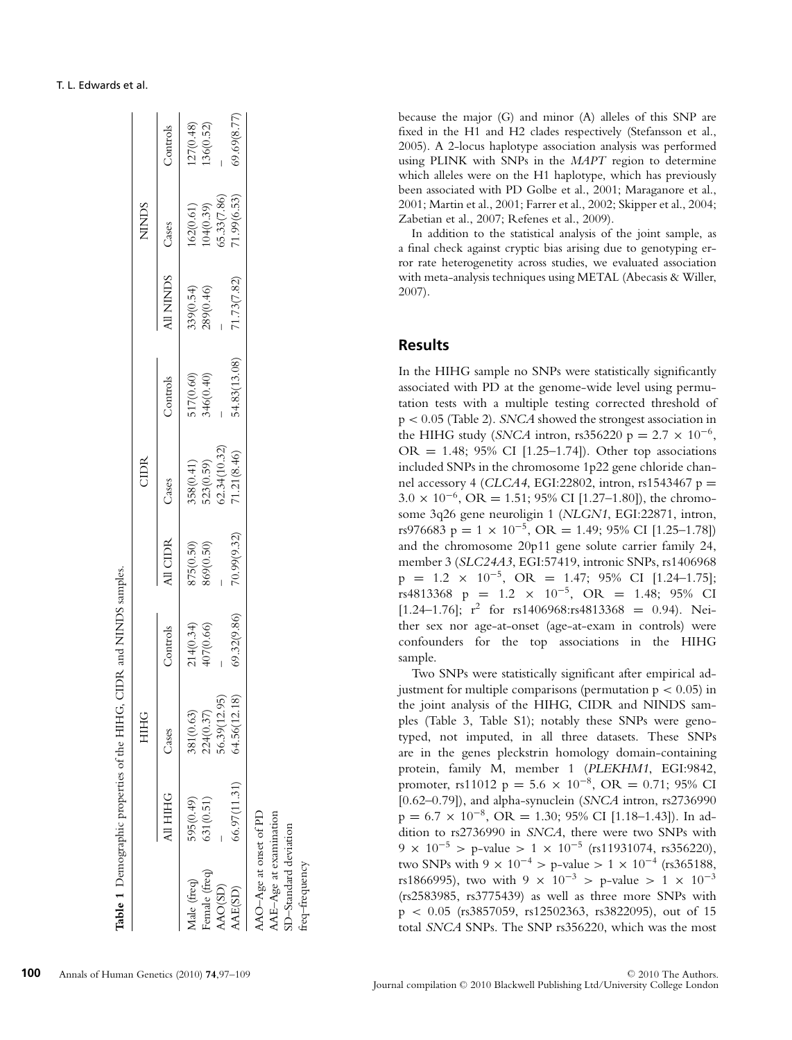**Table 1** Demographic properties of the HIHG, CIDR and NINDS samples.

| | HIHG | | | CIDR | | | NINDS | | |
|---|---|---|---|---|---|---|---|---|---|
| | All HIHG | Cases | Controls | All CIDR | Cases | Controls | All NINDS | Cases | Controls |
| Male (freq) | 595(0.49) | 381(0.63) | 214(0.34) | 875(0.50) | 358(0.41) | 517(0.60) | 339(0.54) | 162(0.61) | 127(0.48) |
| Female (freq) | 631(0.51) | 224(0.37) | 407(0.66) | 869(0.50) | 523(0.59) | 346(0.40) | 289(0.46) | 104(0.39) | 136(0.52) |
| AAO(SD) | – | 56.39(12.95) | – | – | 62.34(10.32) | – | – | 65.33(7.86) | – |
| AAE(SD) | 66.97(11.31) | 64.56(12.18) | 69.32(9.86) | 70.99(9.32) | 71.21(8.46) | 54.83(13.08) | 71.73(7.82) | 71.99(6.53) | 69.69(8.77) |

AAO–Age at onset of PD
AAE–Age at examination
SD–Standard deviation
freq–frequency

because the major (G) and minor (A) alleles of this SNP are fixed in the H1 and H2 clades respectively (Stefansson et al., 2005). A 2-locus haplotype association analysis was performed using PLINK with SNPs in the *MAPT* region to determine which alleles were on the H1 haplotype, which has previously been associated with PD Golbe et al., 2001; Maraganore et al., 2001; Martin et al., 2001; Farrer et al., 2002; Skipper et al., 2004; Zabetian et al., 2007; Refenes et al., 2009).

In addition to the statistical analysis of the joint sample, as a final check against cryptic bias arising due to genotyping error rate heterogenetity across studies, we evaluated association with meta-analysis techniques using METAL (Abecasis & Willer, 2007).

## Results

In the HIHG sample no SNPs were statistically significantly associated with PD at the genome-wide level using permutation tests with a multiple testing corrected threshold of $p < 0.05$ (Table 2). *SNCA* showed the strongest association in the HIHG study (*SNCA* intron, rs356220 $p = 2.7 \times 10^{-6}$, OR = 1.48; 95% CI [1.25–1.74]). Other top associations included SNPs in the chromosome 1p22 gene chloride channel accessory 4 (*CLCA4*, EGI:22802, intron, rs1543467 $p = 3.0 \times 10^{-6}$, OR = 1.51; 95% CI [1.27–1.80]), the chromosome 3q26 gene neuroligin 1 (*NLGN1*, EGI:22871, intron, rs976683 $p = 1 \times 10^{-5}$, OR = 1.49; 95% CI [1.25–1.78]) and the chromosome 20p11 gene solute carrier family 24, member 3 (*SLC24A3*, EGI:57419, intronic SNPs, rs1406968 $p = 1.2 \times 10^{-5}$, OR = 1.47; 95% CI [1.24–1.75]; rs4813368 $p = 1.2 \times 10^{-5}$, OR = 1.48; 95% CI [1.24–1.76]; $r^2$ for rs1406968:rs4813368 = 0.94). Neither sex nor age-at-onset (age-at-exam in controls) were confounders for the top associations in the HIHG sample.

Two SNPs were statistically significant after empirical adjustment for multiple comparisons (permutation $p < 0.05$) in the joint analysis of the HIHG, CIDR and NINDS samples (Table 3, Table S1); notably these SNPs were genotyped, not imputed, in all three datasets. These SNPs are in the genes pleckstrin homology domain-containing protein, family M, member 1 (*PLEKHM1*, EGI:9842, promoter, rs11012 $p = 5.6 \times 10^{-8}$, OR = 0.71; 95% CI [0.62–0.79]), and alpha-synuclein (*SNCA* intron, rs2736990 $p = 6.7 \times 10^{-8}$, OR = 1.30; 95% CI [1.18–1.43]). In addition to rs2736990 in *SNCA*, there were two SNPs with $9 \times 10^{-5} >$ p-value $> 1 \times 10^{-5}$ (rs11931074, rs356220), two SNPs with $9 \times 10^{-4} >$ p-value $> 1 \times 10^{-4}$ (rs365188, rs1866995), two with $9 \times 10^{-3} >$ p-value $> 1 \times 10^{-3}$ (rs2583985, rs3775439) as well as three more SNPs with $p < 0.05$ (rs3857059, rs12502363, rs3822095), out of 15 total *SNCA* SNPs. The SNP rs356220, which was the most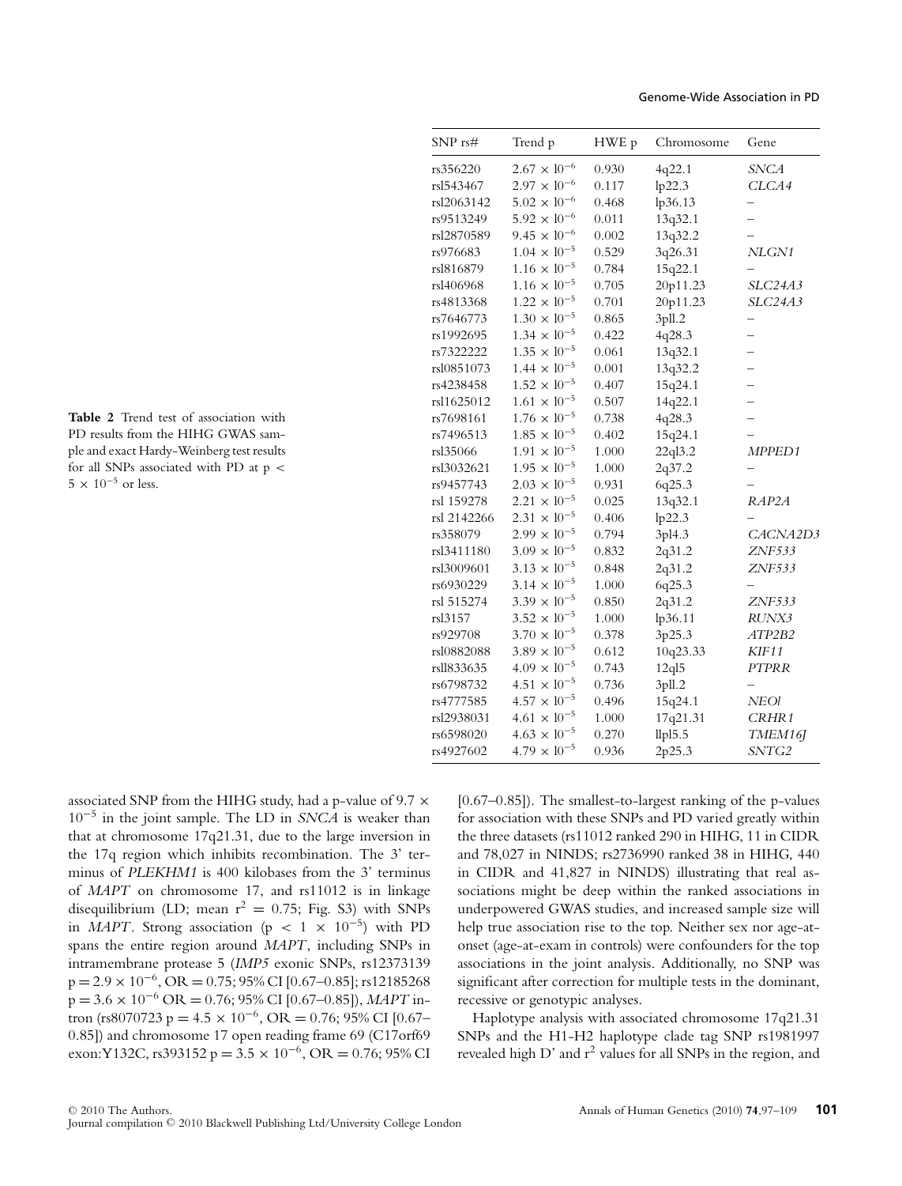**Table 2** Trend test of association with PD results from the HIHG GWAS sample and exact Hardy-Weinberg test results for all SNPs associated with PD at $p < 5 \times 10^{-5}$ or less.

| SNP rs# | Trend p | HWE p | Chromosome | Gene |
|---|---|---|---|---|
| rs356220 | $2.67 \times 10^{-6}$ | 0.930 | 4q22.1 | *SNCA* |
| rsl543467 | $2.97 \times 10^{-6}$ | 0.117 | lp22.3 | *CLCA4* |
| rsl2063142 | $5.02 \times 10^{-6}$ | 0.468 | lp36.13 | – |
| rs9513249 | $5.92 \times 10^{-6}$ | 0.011 | 13q32.1 | – |
| rsl2870589 | $9.45 \times 10^{-6}$ | 0.002 | 13q32.2 | – |
| rs976683 | $1.04 \times 10^{-5}$ | 0.529 | 3q26.31 | *NLGN1* |
| rsl816879 | $1.16 \times 10^{-5}$ | 0.784 | 15q22.1 | – |
| rsl406968 | $1.16 \times 10^{-5}$ | 0.705 | 20p11.23 | *SLC24A3* |
| rs4813368 | $1.22 \times 10^{-5}$ | 0.701 | 20p11.23 | *SLC24A3* |
| rs7646773 | $1.30 \times 10^{-5}$ | 0.865 | 3pll.2 | – |
| rs1992695 | $1.34 \times 10^{-5}$ | 0.422 | 4q28.3 | – |
| rs7322222 | $1.35 \times 10^{-5}$ | 0.061 | 13q32.1 | – |
| rsl0851073 | $1.44 \times 10^{-5}$ | 0.001 | 13q32.2 | – |
| rs4238458 | $1.52 \times 10^{-5}$ | 0.407 | 15q24.1 | – |
| rsl625012 | $1.61 \times 10^{-5}$ | 0.507 | 14q22.1 | – |
| rs7698161 | $1.76 \times 10^{-5}$ | 0.738 | 4q28.3 | – |
| rs7496513 | $1.85 \times 10^{-5}$ | 0.402 | 15q24.1 | – |
| rsl35066 | $1.91 \times 10^{-5}$ | 1.000 | 22ql3.2 | *MPPED1* |
| rsl3032621 | $1.95 \times 10^{-5}$ | 1.000 | 2q37.2 | – |
| rs9457743 | $2.03 \times 10^{-5}$ | 0.931 | 6q25.3 | – |
| rsl 159278 | $2.21 \times 10^{-5}$ | 0.025 | 13q32.1 | *RAP2A* |
| rsl 2142266 | $2.31 \times 10^{-5}$ | 0.406 | lp22.3 | – |
| rs358079 | $2.99 \times 10^{-5}$ | 0.794 | 3pl4.3 | *CACNA2D3* |
| rsl3411180 | $3.09 \times 10^{-5}$ | 0.832 | 2q31.2 | *ZNF533* |
| rsl3009601 | $3.13 \times 10^{-5}$ | 0.848 | 2q31.2 | *ZNF533* |
| rs6930229 | $3.14 \times 10^{-5}$ | 1.000 | 6q25.3 | – |
| rsl 515274 | $3.39 \times 10^{-5}$ | 0.850 | 2q31.2 | *ZNF533* |
| rsl3157 | $3.52 \times 10^{-5}$ | 1.000 | lp36.11 | *RUNX3* |
| rs929708 | $3.70 \times 10^{-5}$ | 0.378 | 3p25.3 | *ATP2B2* |
| rsl0882088 | $3.89 \times 10^{-5}$ | 0.612 | 10q23.33 | *KIF11* |
| rsll833635 | $4.09 \times 10^{-5}$ | 0.743 | 12ql5 | *PTPRR* |
| rs6798732 | $4.51 \times 10^{-5}$ | 0.736 | 3pll.2 | – |
| rs4777585 | $4.57 \times 10^{-5}$ | 0.496 | 15q24.1 | *NEOl* |
| rsl2938031 | $4.61 \times 10^{-5}$ | 1.000 | 17q21.31 | *CRHR1* |
| rs6598020 | $4.63 \times 10^{-5}$ | 0.270 | llpl5.5 | *TMEM16J* |
| rs4927602 | $4.79 \times 10^{-5}$ | 0.936 | 2p25.3 | *SNTG2* |

associated SNP from the HIHG study, had a p-value of $9.7 \times 10^{-5}$ in the joint sample. The LD in *SNCA* is weaker than that at chromosome 17q21.31, due to the large inversion in the 17q region which inhibits recombination. The 3' terminus of *PLEKHM1* is 400 kilobases from the 3' terminus of *MAPT* on chromosome 17, and rs11012 is in linkage disequilibrium (LD; mean $r^2 = 0.75$; Fig. S3) with SNPs in *MAPT*. Strong association ($p < 1 \times 10^{-5}$) with PD spans the entire region around *MAPT*, including SNPs in intramembrane protease 5 (*IMP5* exonic SNPs, rs12373139 $p = 2.9 \times 10^{-6}$, OR = 0.75; 95% CI [0.67–0.85]; rs12185268 $p = 3.6 \times 10^{-6}$ OR = 0.76; 95% CI [0.67–0.85]), *MAPT* intron (rs8070723 $p = 4.5 \times 10^{-6}$, OR = 0.76; 95% CI [0.67–0.85]) and chromosome 17 open reading frame 69 (C17orf69 exon:Y132C, rs393152 $p = 3.5 \times 10^{-6}$, OR = 0.76; 95% CI [0.67–0.85]). The smallest-to-largest ranking of the p-values for association with these SNPs and PD varied greatly within the three datasets (rs11012 ranked 290 in HIHG, 11 in CIDR and 78,027 in NINDS; rs2736990 ranked 38 in HIHG, 440 in CIDR and 41,827 in NINDS) illustrating that real associations might be deep within the ranked associations in underpowered GWAS studies, and increased sample size will help true association rise to the top. Neither sex nor age-at-onset (age-at-exam in controls) were confounders for the top associations in the joint analysis. Additionally, no SNP was significant after correction for multiple tests in the dominant, recessive or genotypic analyses.

Haplotype analysis with associated chromosome 17q21.31 SNPs and the H1-H2 haplotype clade tag SNP rs1981997 revealed high D' and $r^2$ values for all SNPs in the region, and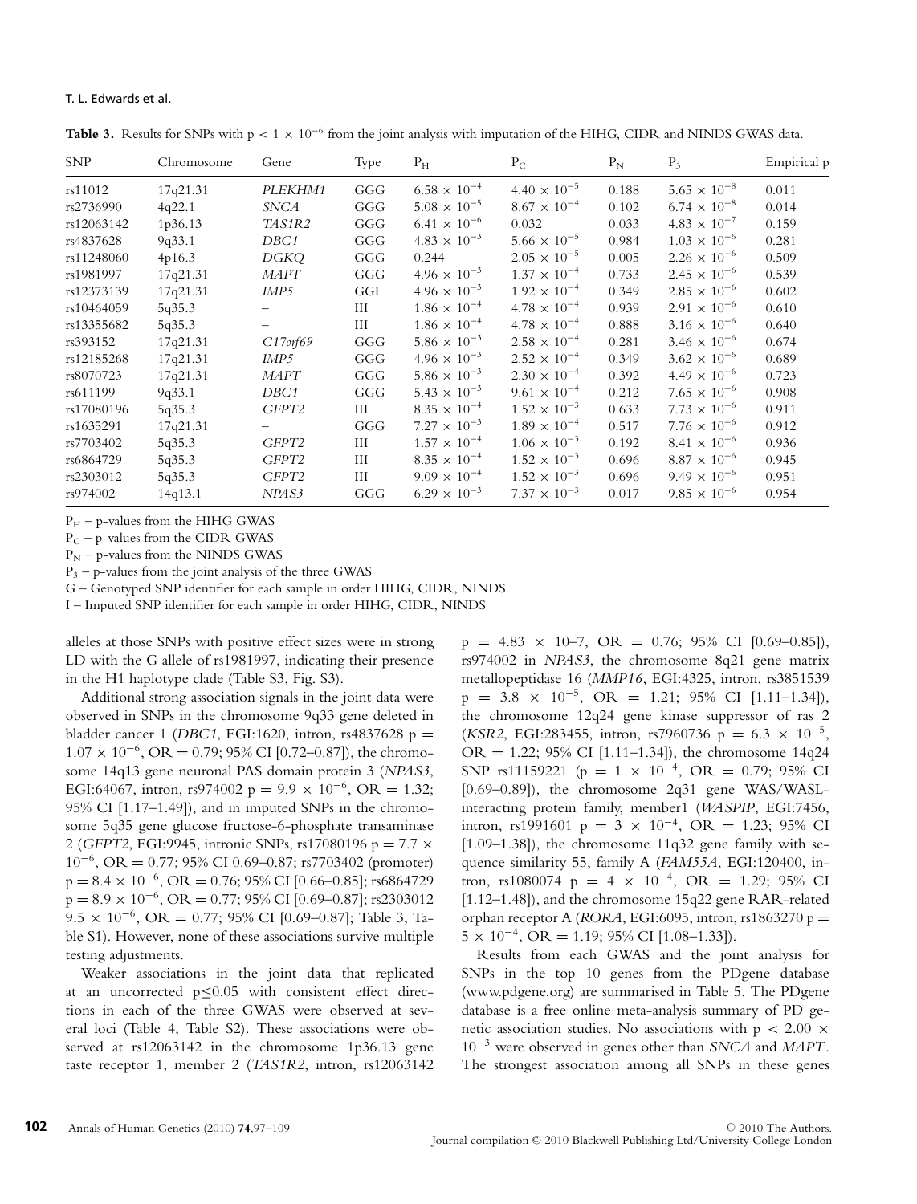**Table 3.** Results for SNPs with $p < 1 \times 10^{-6}$ from the joint analysis with imputation of the HIHG, CIDR and NINDS GWAS data.

| SNP | Chromosome | Gene | Type | $P_H$ | $P_C$ | $P_N$ | $P_3$ | Empirical p |
|---|---|---|---|---|---|---|---|---|
| rs11012 | 17q21.31 | *PLEKHM1* | GGG | $6.58 \times 10^{-4}$ | $4.40 \times 10^{-5}$ | 0.188 | $5.65 \times 10^{-8}$ | 0.011 |
| rs2736990 | 4q22.1 | *SNCA* | GGG | $5.08 \times 10^{-5}$ | $8.67 \times 10^{-4}$ | 0.102 | $6.74 \times 10^{-8}$ | 0.014 |
| rs12063142 | 1p36.13 | *TAS1R2* | GGG | $6.41 \times 10^{-6}$ | 0.032 | 0.033 | $4.83 \times 10^{-7}$ | 0.159 |
| rs4837628 | 9q33.1 | *DBC1* | GGG | $4.83 \times 10^{-3}$ | $5.66 \times 10^{-5}$ | 0.984 | $1.03 \times 10^{-6}$ | 0.281 |
| rs11248060 | 4p16.3 | *DGKQ* | GGG | 0.244 | $2.05 \times 10^{-5}$ | 0.005 | $2.26 \times 10^{-6}$ | 0.509 |
| rs1981997 | 17q21.31 | *MAPT* | GGG | $4.96 \times 10^{-3}$ | $1.37 \times 10^{-4}$ | 0.733 | $2.45 \times 10^{-6}$ | 0.539 |
| rs12373139 | 17q21.31 | *IMP5* | GGI | $4.96 \times 10^{-3}$ | $1.92 \times 10^{-4}$ | 0.349 | $2.85 \times 10^{-6}$ | 0.602 |
| rs10464059 | 5q35.3 | – | III | $1.86 \times 10^{-4}$ | $4.78 \times 10^{-4}$ | 0.939 | $2.91 \times 10^{-6}$ | 0.610 |
| rs13355682 | 5q35.3 | – | III | $1.86 \times 10^{-4}$ | $4.78 \times 10^{-4}$ | 0.888 | $3.16 \times 10^{-6}$ | 0.640 |
| rs393152 | 17q21.31 | *C17orf69* | GGG | $5.86 \times 10^{-3}$ | $2.58 \times 10^{-4}$ | 0.281 | $3.46 \times 10^{-6}$ | 0.674 |
| rs12185268 | 17q21.31 | *IMP5* | GGG | $4.96 \times 10^{-3}$ | $2.52 \times 10^{-4}$ | 0.349 | $3.62 \times 10^{-6}$ | 0.689 |
| rs8070723 | 17q21.31 | *MAPT* | GGG | $5.86 \times 10^{-3}$ | $2.30 \times 10^{-4}$ | 0.392 | $4.49 \times 10^{-6}$ | 0.723 |
| rs611199 | 9q33.1 | *DBC1* | GGG | $5.43 \times 10^{-3}$ | $9.61 \times 10^{-4}$ | 0.212 | $7.65 \times 10^{-6}$ | 0.908 |
| rs17080196 | 5q35.3 | *GFPT2* | III | $8.35 \times 10^{-4}$ | $1.52 \times 10^{-3}$ | 0.633 | $7.73 \times 10^{-6}$ | 0.911 |
| rs1635291 | 17q21.31 | – | GGG | $7.27 \times 10^{-3}$ | $1.89 \times 10^{-4}$ | 0.517 | $7.76 \times 10^{-6}$ | 0.912 |
| rs7703402 | 5q35.3 | *GFPT2* | III | $1.57 \times 10^{-4}$ | $1.06 \times 10^{-3}$ | 0.192 | $8.41 \times 10^{-6}$ | 0.936 |
| rs6864729 | 5q35.3 | *GFPT2* | III | $8.35 \times 10^{-4}$ | $1.52 \times 10^{-3}$ | 0.696 | $8.87 \times 10^{-6}$ | 0.945 |
| rs2303012 | 5q35.3 | *GFPT2* | III | $9.09 \times 10^{-4}$ | $1.52 \times 10^{-3}$ | 0.696 | $9.49 \times 10^{-6}$ | 0.951 |
| rs974002 | 14q13.1 | *NPAS3* | GGG | $6.29 \times 10^{-3}$ | $7.37 \times 10^{-3}$ | 0.017 | $9.85 \times 10^{-6}$ | 0.954 |

$P_H$ – p-values from the HIHG GWAS
$P_C$ – p-values from the CIDR GWAS
$P_N$ – p-values from the NINDS GWAS
$P_3$ – p-values from the joint analysis of the three GWAS
G – Genotyped SNP identifier for each sample in order HIHG, CIDR, NINDS
I – Imputed SNP identifier for each sample in order HIHG, CIDR, NINDS

alleles at those SNPs with positive effect sizes were in strong LD with the G allele of rs1981997, indicating their presence in the H1 haplotype clade (Table S3, Fig. S3).

Additional strong association signals in the joint data were observed in SNPs in the chromosome 9q33 gene deleted in bladder cancer 1 (*DBC1*, EGI:1620, intron, rs4837628 $p = 1.07 \times 10^{-6}$, OR = 0.79; 95% CI [0.72–0.87]), the chromosome 14q13 gene neuronal PAS domain protein 3 (*NPAS3*, EGI:64067, intron, rs974002 $p = 9.9 \times 10^{-6}$, OR = 1.32; 95% CI [1.17–1.49]), and in imputed SNPs in the chromosome 5q35 gene glucose fructose-6-phosphate transaminase 2 (*GFPT2*, EGI:9945, intronic SNPs, rs17080196 $p = 7.7 \times 10^{-6}$, OR = 0.77; 95% CI 0.69–0.87; rs7703402 (promoter) $p = 8.4 \times 10^{-6}$, OR = 0.76; 95% CI [0.66–0.85]; rs6864729 $p = 8.9 \times 10^{-6}$, OR = 0.77; 95% CI [0.69–0.87]; rs2303012 $9.5 \times 10^{-6}$, OR = 0.77; 95% CI [0.69–0.87]; Table 3, Table S1). However, none of these associations survive multiple testing adjustments.

Weaker associations in the joint data that replicated at an uncorrected $p \leq 0.05$ with consistent effect directions in each of the three GWAS were observed at several loci (Table 4, Table S2). These associations were observed at rs12063142 in the chromosome 1p36.13 gene taste receptor 1, member 2 (*TAS1R2*, intron, rs12063142 p = 4.83 × 10–7, OR = 0.76; 95% CI [0.69–0.85]), rs974002 in *NPAS3*, the chromosome 8q21 gene matrix metallopeptidase 16 (*MMP16*, EGI:4325, intron, rs3851539 $p = 3.8 \times 10^{-5}$, OR = 1.21; 95% CI [1.11–1.34]), the chromosome 12q24 gene kinase suppressor of ras 2 (*KSR2*, EGI:283455, intron, rs7960736 $p = 6.3 \times 10^{-5}$, OR = 1.22; 95% CI [1.11–1.34]), the chromosome 14q24 SNP rs11159221 ($p = 1 \times 10^{-4}$, OR = 0.79; 95% CI [0.69–0.89]), the chromosome 2q31 gene WAS/WASL-interacting protein family, member1 (*WASPIP*, EGI:7456, intron, rs1991601 $p = 3 \times 10^{-4}$, OR = 1.23; 95% CI [1.09–1.38]), the chromosome 11q32 gene family with sequence similarity 55, family A (*FAM55A*, EGI:120400, intron, rs1080074 $p = 4 \times 10^{-4}$, OR = 1.29; 95% CI [1.12–1.48]), and the chromosome 15q22 gene RAR-related orphan receptor A (*RORA*, EGI:6095, intron, rs1863270 $p = 5 \times 10^{-4}$, OR = 1.19; 95% CI [1.08–1.33]).

Results from each GWAS and the joint analysis for SNPs in the top 10 genes from the PDgene database (www.pdgene.org) are summarised in Table 5. The PDgene database is a free online meta-analysis summary of PD genetic association studies. No associations with $p < 2.00 \times 10^{-3}$ were observed in genes other than *SNCA* and *MAPT*. The strongest association among all SNPs in these genes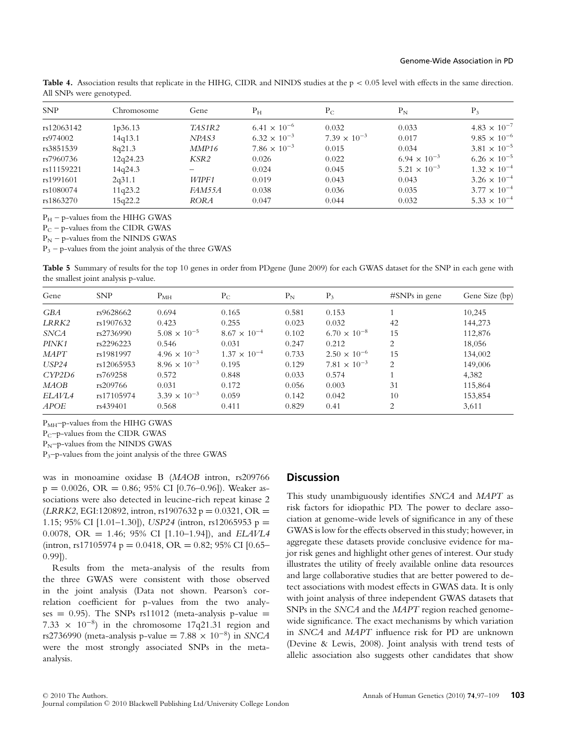**Table 4.** Association results that replicate in the HIHG, CIDR and NINDS studies at the $p < 0.05$ level with effects in the same direction. All SNPs were genotyped.

| SNP | Chromosome | Gene | $P_H$ | $P_C$ | $P_N$ | $P_3$ |
|---|---|---|---|---|---|---|
| rs12063142 | 1p36.13 | *TAS1R2* | $6.41 \times 10^{-6}$ | 0.032 | 0.033 | $4.83 \times 10^{-7}$ |
| rs974002 | 14q13.1 | *NPAS3* | $6.32 \times 10^{-3}$ | $7.39 \times 10^{-3}$ | 0.017 | $9.85 \times 10^{-6}$ |
| rs3851539 | 8q21.3 | *MMP16* | $7.86 \times 10^{-3}$ | 0.015 | 0.034 | $3.81 \times 10^{-5}$ |
| rs7960736 | 12q24.23 | *KSR2* | 0.026 | 0.022 | $6.94 \times 10^{-3}$ | $6.26 \times 10^{-5}$ |
| rs11159221 | 14q24.3 | – | 0.024 | 0.045 | $5.21 \times 10^{-3}$ | $1.32 \times 10^{-4}$ |
| rs1991601 | 2q31.1 | *WIPF1* | 0.019 | 0.043 | 0.043 | $3.26 \times 10^{-4}$ |
| rs1080074 | 11q23.2 | *FAM55A* | 0.038 | 0.036 | 0.035 | $3.77 \times 10^{-4}$ |
| rs1863270 | 15q22.2 | *RORA* | 0.047 | 0.044 | 0.032 | $5.33 \times 10^{-4}$ |

$P_H$ – p-values from the HIHG GWAS

$P_C$ – p-values from the CIDR GWAS

$P_N$ – p-values from the NINDS GWAS

$P_3$ – p-values from the joint analysis of the three GWAS

**Table 5** Summary of results for the top 10 genes in order from PDgene (June 2009) for each GWAS dataset for the SNP in each gene with the smallest joint analysis p-value.

| Gene | SNP | $P_{MH}$ | $P_C$ | $P_N$ | $P_3$ | #SNPs in gene | Gene Size (bp) |
|---|---|---|---|---|---|---|---|
| *GBA* | rs9628662 | 0.694 | 0.165 | 0.581 | 0.153 | 1 | 10,245 |
| *LRRK2* | rs1907632 | 0.423 | 0.255 | 0.023 | 0.032 | 42 | 144,273 |
| *SNCA* | rs2736990 | $5.08 \times 10^{-5}$ | $8.67 \times 10^{-4}$ | 0.102 | $6.70 \times 10^{-8}$ | 15 | 112,876 |
| *PINK1* | rs2296223 | 0.546 | 0.031 | 0.247 | 0.212 | 2 | 18,056 |
| *MAPT* | rs1981997 | $4.96 \times 10^{-3}$ | $1.37 \times 10^{-4}$ | 0.733 | $2.50 \times 10^{-6}$ | 15 | 134,002 |
| *USP24* | rs12065953 | $8.96 \times 10^{-3}$ | 0.195 | 0.129 | $7.81 \times 10^{-3}$ | 2 | 149,006 |
| *CYP2D6* | rs769258 | 0.572 | 0.848 | 0.033 | 0.574 | 1 | 4,382 |
| *MAOB* | rs209766 | 0.031 | 0.172 | 0.056 | 0.003 | 31 | 115,864 |
| *ELAVL4* | rs17105974 | $3.39 \times 10^{-3}$ | 0.059 | 0.142 | 0.042 | 10 | 153,854 |
| *APOE* | rs439401 | 0.568 | 0.411 | 0.829 | 0.41 | 2 | 3,611 |

$P_{MH}$–p-values from the HIHG GWAS

$P_C$–p-values from the CIDR GWAS

$P_N$–p-values from the NINDS GWAS

$P_3$–p-values from the joint analysis of the three GWAS

was in monoamine oxidase B (*MAOB* intron, rs209766 $p = 0.0026$, OR = 0.86; 95% CI [0.76–0.96]). Weaker associations were also detected in leucine-rich repeat kinase 2 (*LRRK2*, EGI:120892, intron, rs1907632 $p = 0.0321$, OR = 1.15; 95% CI [1.01–1.30]), *USP24* (intron, rs12065953 $p = 0.0078$, OR = 1.46; 95% CI [1.10–1.94]), and *ELAVL4* (intron, rs17105974 $p = 0.0418$, OR = 0.82; 95% CI [0.65–0.99]).

Results from the meta-analysis of the results from the three GWAS were consistent with those observed in the joint analysis (Data not shown. Pearson's correlation coefficient for p-values from the two analyses = 0.95). The SNPs rs11012 (meta-analysis p-value = $7.33 \times 10^{-8}$) in the chromosome 17q21.31 region and rs2736990 (meta-analysis p-value = $7.88 \times 10^{-8}$) in *SNCA* were the most strongly associated SNPs in the meta-analysis.

## Discussion

This study unambiguously identifies *SNCA* and *MAPT* as risk factors for idiopathic PD. The power to declare association at genome-wide levels of significance in any of these GWAS is low for the effects observed in this study; however, in aggregate these datasets provide conclusive evidence for major risk genes and highlight other genes of interest. Our study illustrates the utility of freely available online data resources and large collaborative studies that are better powered to detect associations with modest effects in GWAS data. It is only with joint analysis of three independent GWAS datasets that SNPs in the *SNCA* and the *MAPT* region reached genome-wide significance. The exact mechanisms by which variation in *SNCA* and *MAPT* influence risk for PD are unknown (Devine & Lewis, 2008). Joint analysis with trend tests of allelic association also suggests other candidates that show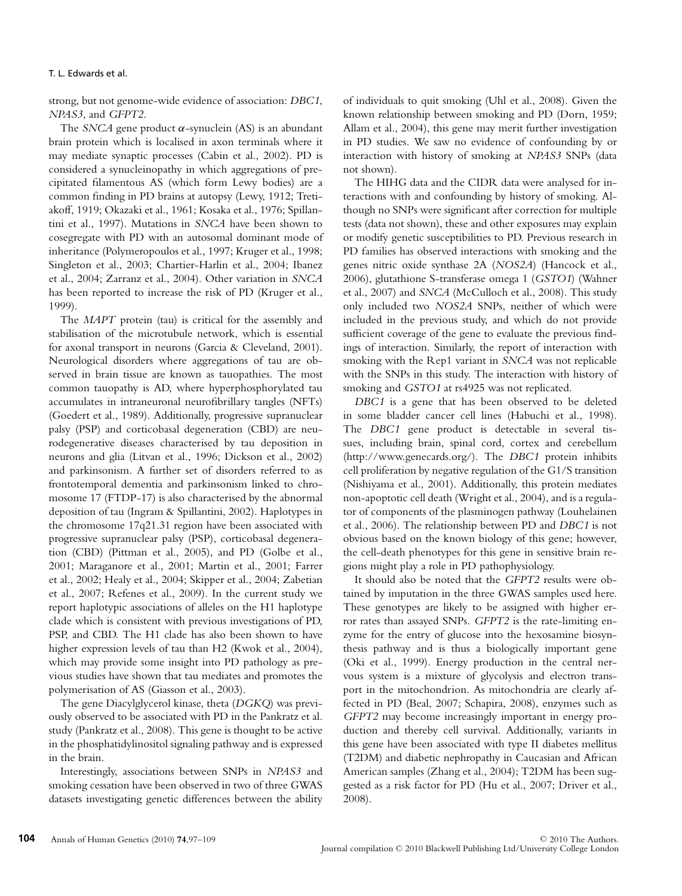strong, but not genome-wide evidence of association: *DBC1*, *NPAS3*, and *GFPT2*.

The *SNCA* gene product $\alpha$-synuclein (AS) is an abundant brain protein which is localised in axon terminals where it may mediate synaptic processes (Cabin et al., 2002). PD is considered a synucleinopathy in which aggregations of precipitated filamentous AS (which form Lewy bodies) are a common finding in PD brains at autopsy (Lewy, 1912; Tretiakoff, 1919; Okazaki et al., 1961; Kosaka et al., 1976; Spillantini et al., 1997). Mutations in *SNCA* have been shown to cosegregate with PD with an autosomal dominant mode of inheritance (Polymeropoulos et al., 1997; Kruger et al., 1998; Singleton et al., 2003; Chartier-Harlin et al., 2004; Ibanez et al., 2004; Zarranz et al., 2004). Other variation in *SNCA* has been reported to increase the risk of PD (Kruger et al., 1999).

The *MAPT* protein (tau) is critical for the assembly and stabilisation of the microtubule network, which is essential for axonal transport in neurons (Garcia & Cleveland, 2001). Neurological disorders where aggregations of tau are observed in brain tissue are known as tauopathies. The most common tauopathy is AD, where hyperphosphorylated tau accumulates in intraneuronal neurofibrillary tangles (NFTs) (Goedert et al., 1989). Additionally, progressive supranuclear palsy (PSP) and corticobasal degeneration (CBD) are neurodegenerative diseases characterised by tau deposition in neurons and glia (Litvan et al., 1996; Dickson et al., 2002) and parkinsonism. A further set of disorders referred to as frontotemporal dementia and parkinsonism linked to chromosome 17 (FTDP-17) is also characterised by the abnormal deposition of tau (Ingram & Spillantini, 2002). Haplotypes in the chromosome 17q21.31 region have been associated with progressive supranuclear palsy (PSP), corticobasal degeneration (CBD) (Pittman et al., 2005), and PD (Golbe et al., 2001; Maraganore et al., 2001; Martin et al., 2001; Farrer et al., 2002; Healy et al., 2004; Skipper et al., 2004; Zabetian et al., 2007; Refenes et al., 2009). In the current study we report haplotypic associations of alleles on the H1 haplotype clade which is consistent with previous investigations of PD, PSP, and CBD. The H1 clade has also been shown to have higher expression levels of tau than H2 (Kwok et al., 2004), which may provide some insight into PD pathology as previous studies have shown that tau mediates and promotes the polymerisation of AS (Giasson et al., 2003).

The gene Diacylglycerol kinase, theta (*DGKQ*) was previously observed to be associated with PD in the Pankratz et al. study (Pankratz et al., 2008). This gene is thought to be active in the phosphatidylinositol signaling pathway and is expressed in the brain.

Interestingly, associations between SNPs in *NPAS3* and smoking cessation have been observed in two of three GWAS datasets investigating genetic differences between the ability of individuals to quit smoking (Uhl et al., 2008). Given the known relationship between smoking and PD (Dorn, 1959; Allam et al., 2004), this gene may merit further investigation in PD studies. We saw no evidence of confounding by or interaction with history of smoking at *NPAS3* SNPs (data not shown).

The HIHG data and the CIDR data were analysed for interactions with and confounding by history of smoking. Although no SNPs were significant after correction for multiple tests (data not shown), these and other exposures may explain or modify genetic susceptibilities to PD. Previous research in PD families has observed interactions with smoking and the genes nitric oxide synthase 2A (*NOS2A*) (Hancock et al., 2006), glutathione S-transferase omega 1 (*GSTO1*) (Wahner et al., 2007) and *SNCA* (McCulloch et al., 2008). This study only included two *NOS2A* SNPs, neither of which were included in the previous study, and which do not provide sufficient coverage of the gene to evaluate the previous findings of interaction. Similarly, the report of interaction with smoking with the Rep1 variant in *SNCA* was not replicable with the SNPs in this study. The interaction with history of smoking and *GSTO1* at rs4925 was not replicated.

*DBC1* is a gene that has been observed to be deleted in some bladder cancer cell lines (Habuchi et al., 1998). The *DBC1* gene product is detectable in several tissues, including brain, spinal cord, cortex and cerebellum (http://www.genecards.org/). The *DBC1* protein inhibits cell proliferation by negative regulation of the G1/S transition (Nishiyama et al., 2001). Additionally, this protein mediates non-apoptotic cell death (Wright et al., 2004), and is a regulator of components of the plasminogen pathway (Louhelainen et al., 2006). The relationship between PD and *DBC1* is not obvious based on the known biology of this gene; however, the cell-death phenotypes for this gene in sensitive brain regions might play a role in PD pathophysiology.

It should also be noted that the *GFPT2* results were obtained by imputation in the three GWAS samples used here. These genotypes are likely to be assigned with higher error rates than assayed SNPs. *GFPT2* is the rate-limiting enzyme for the entry of glucose into the hexosamine biosynthesis pathway and is thus a biologically important gene (Oki et al., 1999). Energy production in the central nervous system is a mixture of glycolysis and electron transport in the mitochondrion. As mitochondria are clearly affected in PD (Beal, 2007; Schapira, 2008), enzymes such as *GFPT2* may become increasingly important in energy production and thereby cell survival. Additionally, variants in this gene have been associated with type II diabetes mellitus (T2DM) and diabetic nephropathy in Caucasian and African American samples (Zhang et al., 2004); T2DM has been suggested as a risk factor for PD (Hu et al., 2007; Driver et al., 2008).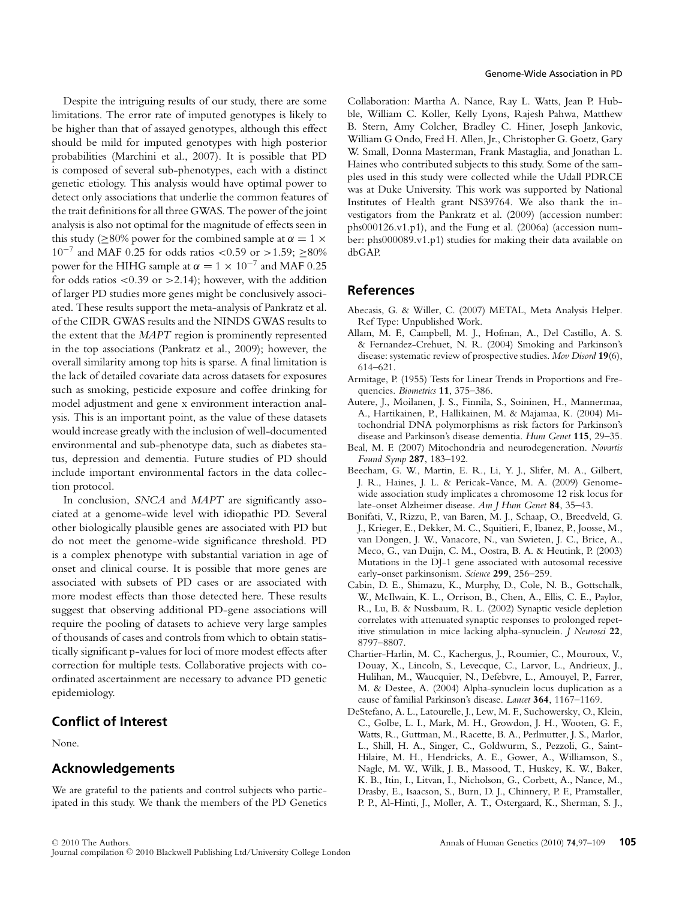Despite the intriguing results of our study, there are some limitations. The error rate of imputed genotypes is likely to be higher than that of assayed genotypes, although this effect should be mild for imputed genotypes with high posterior probabilities (Marchini et al., 2007). It is possible that PD is composed of several sub-phenotypes, each with a distinct genetic etiology. This analysis would have optimal power to detect only associations that underlie the common features of the trait definitions for all three GWAS. The power of the joint analysis is also not optimal for the magnitude of effects seen in this study ($\geq$80% power for the combined sample at $\alpha = 1 \times 10^{-7}$ and MAF 0.25 for odds ratios <0.59 or >1.59; $\geq$80% power for the HIHG sample at $\alpha = 1 \times 10^{-7}$ and MAF 0.25 for odds ratios <0.39 or >2.14); however, with the addition of larger PD studies more genes might be conclusively associated. These results support the meta-analysis of Pankratz et al. of the CIDR GWAS results and the NINDS GWAS results to the extent that the *MAPT* region is prominently represented in the top associations (Pankratz et al., 2009); however, the overall similarity among top hits is sparse. A final limitation is the lack of detailed covariate data across datasets for exposures such as smoking, pesticide exposure and coffee drinking for model adjustment and gene x environment interaction analysis. This is an important point, as the value of these datasets would increase greatly with the inclusion of well-documented environmental and sub-phenotype data, such as diabetes status, depression and dementia. Future studies of PD should include important environmental factors in the data collection protocol.

In conclusion, *SNCA* and *MAPT* are significantly associated at a genome-wide level with idiopathic PD. Several other biologically plausible genes are associated with PD but do not meet the genome-wide significance threshold. PD is a complex phenotype with substantial variation in age of onset and clinical course. It is possible that more genes are associated with subsets of PD cases or are associated with more modest effects than those detected here. These results suggest that observing additional PD-gene associations will require the pooling of datasets to achieve very large samples of thousands of cases and controls from which to obtain statistically significant p-values for loci of more modest effects after correction for multiple tests. Collaborative projects with coordinated ascertainment are necessary to advance PD genetic epidemiology.

## Conflict of Interest

None.

## Acknowledgements

We are grateful to the patients and control subjects who participated in this study. We thank the members of the PD Genetics Collaboration: Martha A. Nance, Ray L. Watts, Jean P. Hubble, William C. Koller, Kelly Lyons, Rajesh Pahwa, Matthew B. Stern, Amy Colcher, Bradley C. Hiner, Joseph Jankovic, William G Ondo, Fred H. Allen, Jr., Christopher G. Goetz, Gary W. Small, Donna Masterman, Frank Mastaglia, and Jonathan L. Haines who contributed subjects to this study. Some of the samples used in this study were collected while the Udall PDRCE was at Duke University. This work was supported by National Institutes of Health grant NS39764. We also thank the investigators from the Pankratz et al. (2009) (accession number: phs000126.v1.p1), and the Fung et al. (2006a) (accession number: phs000089.v1.p1) studies for making their data available on dbGAP.

## References

Abecasis, G. & Willer, C. (2007) METAL, Meta Analysis Helper. Ref Type: Unpublished Work.

Allam, M. F., Campbell, M. J., Hofman, A., Del Castillo, A. S. & Fernandez-Crehuet, N. R. (2004) Smoking and Parkinson's disease: systematic review of prospective studies. *Mov Disord* **19**(6), 614–621.

Armitage, P. (1955) Tests for Linear Trends in Proportions and Frequencies. *Biometrics* **11**, 375–386.

Autere, J., Moilanen, J. S., Finnila, S., Soininen, H., Mannermaa, A., Hartikainen, P., Hallikainen, M. & Majamaa, K. (2004) Mitochondrial DNA polymorphisms as risk factors for Parkinson's disease and Parkinson's disease dementia. *Hum Genet* **115**, 29–35.

Beal, M. F. (2007) Mitochondria and neurodegeneration. *Novartis Found Symp* **287**, 183–192.

Beecham, G. W., Martin, E. R., Li, Y. J., Slifer, M. A., Gilbert, J. R., Haines, J. L. & Pericak-Vance, M. A. (2009) Genome-wide association study implicates a chromosome 12 risk locus for late-onset Alzheimer disease. *Am J Hum Genet* **84**, 35–43.

Bonifati, V., Rizzu, P., van Baren, M. J., Schaap, O., Breedveld, G. J., Krieger, E., Dekker, M. C., Squitieri, F., Ibanez, P., Joosse, M., van Dongen, J. W., Vanacore, N., van Swieten, J. C., Brice, A., Meco, G., van Duijn, C. M., Oostra, B. A. & Heutink, P. (2003) Mutations in the DJ-1 gene associated with autosomal recessive early-onset parkinsonism. *Science* **299**, 256–259.

Cabin, D. E., Shimazu, K., Murphy, D., Cole, N. B., Gottschalk, W., McIlwain, K. L., Orrison, B., Chen, A., Ellis, C. E., Paylor, R., Lu, B. & Nussbaum, R. L. (2002) Synaptic vesicle depletion correlates with attenuated synaptic responses to prolonged repetitive stimulation in mice lacking alpha-synuclein. *J Neurosci* **22**, 8797–8807.

Chartier-Harlin, M. C., Kachergus, J., Roumier, C., Mouroux, V., Douay, X., Lincoln, S., Levecque, C., Larvor, L., Andrieux, J., Hulihan, M., Waucquier, N., Defebvre, L., Amouyel, P., Farrer, M. & Destee, A. (2004) Alpha-synuclein locus duplication as a cause of familial Parkinson's disease. *Lancet* **364**, 1167–1169.

DeStefano, A. L., Latourelle, J., Lew, M. F., Suchowersky, O., Klein, C., Golbe, L. I., Mark, M. H., Growdon, J. H., Wooten, G. F., Watts, R., Guttman, M., Racette, B. A., Perlmutter, J. S., Marlor, L., Shill, H. A., Singer, C., Goldwurm, S., Pezzoli, G., Saint-Hilaire, M. H., Hendricks, A. E., Gower, A., Williamson, S., Nagle, M. W., Wilk, J. B., Massood, T., Huskey, K. W., Baker, K. B., Itin, I., Litvan, I., Nicholson, G., Corbett, A., Nance, M., Drasby, E., Isaacson, S., Burn, D. J., Chinnery, P. F., Pramstaller, P. P., Al-Hinti, J., Moller, A. T., Ostergaard, K., Sherman, S. J.,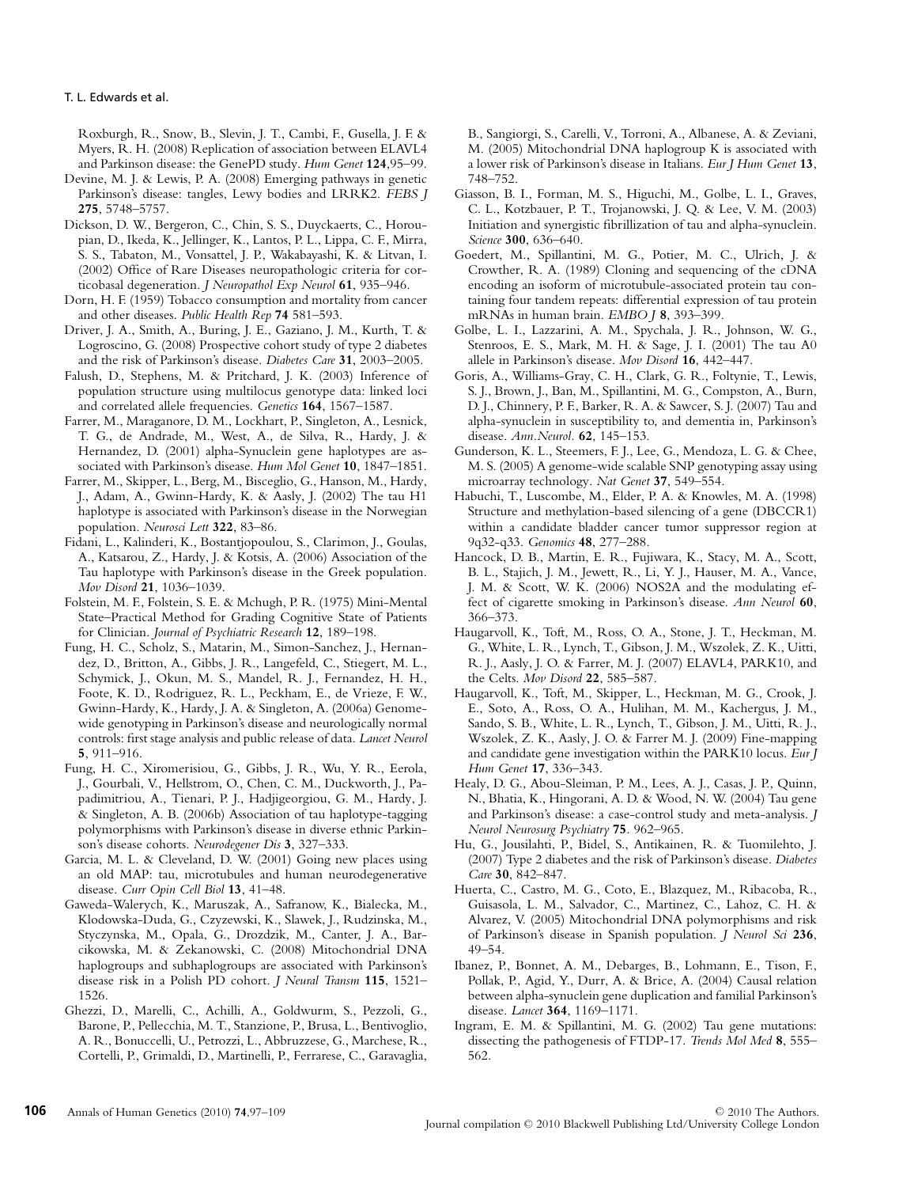Roxburgh, R., Snow, B., Slevin, J. T., Cambi, F., Gusella, J. F. & Myers, R. H. (2008) Replication of association between ELAVL4 and Parkinson disease: the GenePD study. *Hum Genet* **124**,95–99.

Devine, M. J. & Lewis, P. A. (2008) Emerging pathways in genetic Parkinson's disease: tangles, Lewy bodies and LRRK2. *FEBS J* **275**, 5748–5757.

Dickson, D. W., Bergeron, C., Chin, S. S., Duyckaerts, C., Horoupian, D., Ikeda, K., Jellinger, K., Lantos, P. L., Lippa, C. F., Mirra, S. S., Tabaton, M., Vonsattel, J. P., Wakabayashi, K. & Litvan, I. (2002) Office of Rare Diseases neuropathologic criteria for corticobasal degeneration. *J Neuropathol Exp Neurol* **61**, 935–946.

Dorn, H. F. (1959) Tobacco consumption and mortality from cancer and other diseases. *Public Health Rep* **74** 581–593.

Driver, J. A., Smith, A., Buring, J. E., Gaziano, J. M., Kurth, T. & Logroscino, G. (2008) Prospective cohort study of type 2 diabetes and the risk of Parkinson's disease. *Diabetes Care* **31**, 2003–2005.

Falush, D., Stephens, M. & Pritchard, J. K. (2003) Inference of population structure using multilocus genotype data: linked loci and correlated allele frequencies. *Genetics* **164**, 1567–1587.

Farrer, M., Maraganore, D. M., Lockhart, P., Singleton, A., Lesnick, T. G., de Andrade, M., West, A., de Silva, R., Hardy, J. & Hernandez, D. (2001) alpha-Synuclein gene haplotypes are associated with Parkinson's disease. *Hum Mol Genet* **10**, 1847–1851.

Farrer, M., Skipper, L., Berg, M., Bisceglio, G., Hanson, M., Hardy, J., Adam, A., Gwinn-Hardy, K. & Aasly, J. (2002) The tau H1 haplotype is associated with Parkinson's disease in the Norwegian population. *Neurosci Lett* **322**, 83–86.

Fidani, L., Kalinderi, K., Bostantjopoulou, S., Clarimon, J., Goulas, A., Katsarou, Z., Hardy, J. & Kotsis, A. (2006) Association of the Tau haplotype with Parkinson's disease in the Greek population. *Mov Disord* **21**, 1036–1039.

Folstein, M. F., Folstein, S. E. & Mchugh, P. R. (1975) Mini-Mental State–Practical Method for Grading Cognitive State of Patients for Clinician. *Journal of Psychiatric Research* **12**, 189–198.

Fung, H. C., Scholz, S., Matarin, M., Simon-Sanchez, J., Hernandez, D., Britton, A., Gibbs, J. R., Langefeld, C., Stiegert, M. L., Schymick, J., Okun, M. S., Mandel, R. J., Fernandez, H. H., Foote, K. D., Rodriguez, R. L., Peckham, E., de Vrieze, F. W., Gwinn-Hardy, K., Hardy, J. A. & Singleton, A. (2006a) Genome-wide genotyping in Parkinson's disease and neurologically normal controls: first stage analysis and public release of data. *Lancet Neurol* **5**, 911–916.

Fung, H. C., Xiromerisiou, G., Gibbs, J. R., Wu, Y. R., Eerola, J., Gourbali, V., Hellstrom, O., Chen, C. M., Duckworth, J., Papadimitriou, A., Tienari, P. J., Hadjigeorgiou, G. M., Hardy, J. & Singleton, A. B. (2006b) Association of tau haplotype-tagging polymorphisms with Parkinson's disease in diverse ethnic Parkinson's disease cohorts. *Neurodegener Dis* **3**, 327–333.

Garcia, M. L. & Cleveland, D. W. (2001) Going new places using an old MAP: tau, microtubules and human neurodegenerative disease. *Curr Opin Cell Biol* **13**, 41–48.

Gaweda-Walerych, K., Maruszak, A., Safranow, K., Bialecka, M., Klodowska-Duda, G., Czyzewski, K., Slawek, J., Rudzinska, M., Styczynska, M., Opala, G., Drozdzik, M., Canter, J. A., Barcikowska, M. & Zekanowski, C. (2008) Mitochondrial DNA haplogroups and subhaplogroups are associated with Parkinson's disease risk in a Polish PD cohort. *J Neural Transm* **115**, 1521–1526.

Ghezzi, D., Marelli, C., Achilli, A., Goldwurm, S., Pezzoli, G., Barone, P., Pellecchia, M. T., Stanzione, P., Brusa, L., Bentivoglio, A. R., Bonuccelli, U., Petrozzi, L., Abbruzzese, G., Marchese, R., Cortelli, P., Grimaldi, D., Martinelli, P., Ferrarese, C., Garavaglia, B., Sangiorgi, S., Carelli, V., Torroni, A., Albanese, A. & Zeviani, M. (2005) Mitochondrial DNA haplogroup K is associated with a lower risk of Parkinson's disease in Italians. *Eur J Hum Genet* **13**, 748–752.

Giasson, B. I., Forman, M. S., Higuchi, M., Golbe, L. I., Graves, C. L., Kotzbauer, P. T., Trojanowski, J. Q. & Lee, V. M. (2003) Initiation and synergistic fibrillization of tau and alpha-synuclein. *Science* **300**, 636–640.

Goedert, M., Spillantini, M. G., Potier, M. C., Ulrich, J. & Crowther, R. A. (1989) Cloning and sequencing of the cDNA encoding an isoform of microtubule-associated protein tau containing four tandem repeats: differential expression of tau protein mRNAs in human brain. *EMBO J* **8**, 393–399.

Golbe, L. I., Lazzarini, A. M., Spychala, J. R., Johnson, W. G., Stenroos, E. S., Mark, M. H. & Sage, J. I. (2001) The tau A0 allele in Parkinson's disease. *Mov Disord* **16**, 442–447.

Goris, A., Williams-Gray, C. H., Clark, G. R., Foltynie, T., Lewis, S. J., Brown, J., Ban, M., Spillantini, M. G., Compston, A., Burn, D. J., Chinnery, P. F., Barker, R. A. & Sawcer, S. J. (2007) Tau and alpha-synuclein in susceptibility to, and dementia in, Parkinson's disease. *Ann.Neurol.* **62**, 145–153.

Gunderson, K. L., Steemers, F. J., Lee, G., Mendoza, L. G. & Chee, M. S. (2005) A genome-wide scalable SNP genotyping assay using microarray technology. *Nat Genet* **37**, 549–554.

Habuchi, T., Luscombe, M., Elder, P. A. & Knowles, M. A. (1998) Structure and methylation-based silencing of a gene (DBCCR1) within a candidate bladder cancer tumor suppressor region at 9q32-q33. *Genomics* **48**, 277–288.

Hancock, D. B., Martin, E. R., Fujiwara, K., Stacy, M. A., Scott, B. L., Stajich, J. M., Jewett, R., Li, Y. J., Hauser, M. A., Vance, J. M. & Scott, W. K. (2006) NOS2A and the modulating effect of cigarette smoking in Parkinson's disease. *Ann Neurol* **60**, 366–373.

Haugarvoll, K., Toft, M., Ross, O. A., Stone, J. T., Heckman, M. G., White, L. R., Lynch, T., Gibson, J. M., Wszolek, Z. K., Uitti, R. J., Aasly, J. O. & Farrer, M. J. (2007) ELAVL4, PARK10, and the Celts. *Mov Disord* **22**, 585–587.

Haugarvoll, K., Toft, M., Skipper, L., Heckman, M. G., Crook, J. E., Soto, A., Ross, O. A., Hulihan, M. M., Kachergus, J. M., Sando, S. B., White, L. R., Lynch, T., Gibson, J. M., Uitti, R. J., Wszolek, Z. K., Aasly, J. O. & Farrer M. J. (2009) Fine-mapping and candidate gene investigation within the PARK10 locus. *Eur J Hum Genet* **17**, 336–343.

Healy, D. G., Abou-Sleiman, P. M., Lees, A. J., Casas, J. P., Quinn, N., Bhatia, K., Hingorani, A. D. & Wood, N. W. (2004) Tau gene and Parkinson's disease: a case-control study and meta-analysis. *J Neurol Neurosurg Psychiatry* **75**. 962–965.

Hu, G., Jousilahti, P., Bidel, S., Antikainen, R. & Tuomilehto, J. (2007) Type 2 diabetes and the risk of Parkinson's disease. *Diabetes Care* **30**, 842–847.

Huerta, C., Castro, M. G., Coto, E., Blazquez, M., Ribacoba, R., Guisasola, L. M., Salvador, C., Martinez, C., Lahoz, C. H. & Alvarez, V. (2005) Mitochondrial DNA polymorphisms and risk of Parkinson's disease in Spanish population. *J Neurol Sci* **236**, 49–54.

Ibanez, P., Bonnet, A. M., Debarges, B., Lohmann, E., Tison, F., Pollak, P., Agid, Y., Durr, A. & Brice, A. (2004) Causal relation between alpha-synuclein gene duplication and familial Parkinson's disease. *Lancet* **364**, 1169–1171.

Ingram, E. M. & Spillantini, M. G. (2002) Tau gene mutations: dissecting the pathogenesis of FTDP-17. *Trends Mol Med* **8**, 555–562.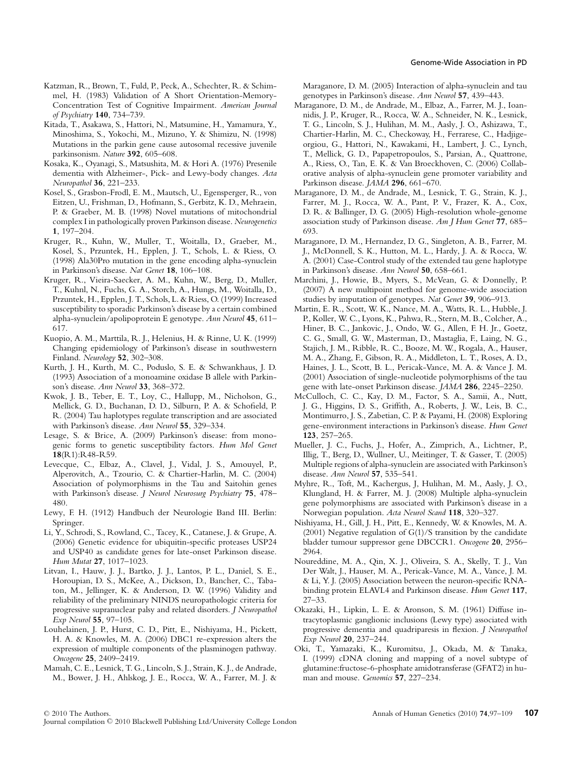Katzman, R., Brown, T., Fuld, P., Peck, A., Schechter, R. & Schimmel, H. (1983) Validation of A Short Orientation-Memory-Concentration Test of Cognitive Impairment. *American Journal of Psychiatry* **140**, 734–739.

Kitada, T., Asakawa, S., Hattori, N., Matsumine, H., Yamamura, Y., Minoshima, S., Yokochi, M., Mizuno, Y. & Shimizu, N. (1998) Mutations in the parkin gene cause autosomal recessive juvenile parkinsonism. *Nature* **392**, 605–608.

Kosaka, K., Oyanagi, S., Matsushita, M. & Hori A. (1976) Presenile dementia with Alzheimer-, Pick- and Lewy-body changes. *Acta Neuropathol* **36**, 221–233.

Kosel, S., Grasbon-Frodl, E. M., Mautsch, U., Egensperger, R., von Eitzen, U., Frishman, D., Hofmann, S., Gerbitz, K. D., Mehraein, P. & Graeber, M. B. (1998) Novel mutations of mitochondrial complex I in pathologically proven Parkinson disease. *Neurogenetics* **1**, 197–204.

Kruger, R., Kuhn, W., Muller, T., Woitalla, D., Graeber, M., Kosel, S., Przuntek, H., Epplen, J. T., Schols, L. & Riess, O. (1998) Ala30Pro mutation in the gene encoding alpha-synuclein in Parkinson's disease. *Nat Genet* **18**, 106–108.

Kruger, R., Vieira-Saecker, A. M., Kuhn, W., Berg, D., Muller, T., Kuhnl, N., Fuchs, G. A., Storch, A., Hungs, M., Woitalla, D., Przuntek, H., Epplen, J. T., Schols, L. & Riess, O. (1999) Increased susceptibility to sporadic Parkinson's disease by a certain combined alpha-synuclein/apolipoprotein E genotype. *Ann Neurol* **45**, 611–617.

Kuopio, A. M., Marttila, R. J., Helenius, H. & Rinne, U. K. (1999) Changing epidemiology of Parkinson's disease in southwestern Finland. *Neurology* **52**, 302–308.

Kurth, J. H., Kurth, M. C., Poduslo, S. E. & Schwankhaus, J. D. (1993) Association of a monoamine oxidase B allele with Parkinson's disease. *Ann Neurol* **33**, 368–372.

Kwok, J. B., Teber, E. T., Loy, C., Hallupp, M., Nicholson, G., Mellick, G. D., Buchanan, D. D., Silburn, P. A. & Schofield, P. R. (2004) Tau haplotypes regulate transcription and are associated with Parkinson's disease. *Ann Neurol* **55**, 329–334.

Lesage, S. & Brice, A. (2009) Parkinson's disease: from monogenic forms to genetic susceptibility factors. *Hum Mol Genet* **18**(R1):R48-R59.

Levecque, C., Elbaz, A., Clavel, J., Vidal, J. S., Amouyel, P., Alperovitch, A., Tzourio, C. & Chartier-Harlin, M. C. (2004) Association of polymorphisms in the Tau and Saitohin genes with Parkinson's disease. *J Neurol Neurosurg Psychiatry* **75**, 478–480.

Lewy, F. H. (1912) Handbuch der Neurologie Band III. Berlin: Springer.

Li, Y., Schrodi, S., Rowland, C., Tacey, K., Catanese, J. & Grupe, A. (2006) Genetic evidence for ubiquitin-specific proteases USP24 and USP40 as candidate genes for late-onset Parkinson disease. *Hum Mutat* **27**, 1017–1023.

Litvan, I., Hauw, J. J., Bartko, J. J., Lantos, P. L., Daniel, S. E., Horoupian, D. S., McKee, A., Dickson, D., Bancher, C., Tabaton, M., Jellinger, K. & Anderson, D. W. (1996) Validity and reliability of the preliminary NINDS neuropathologic criteria for progressive supranuclear palsy and related disorders. *J Neuropathol Exp Neurol* **55**, 97–105.

Louhelainen, J. P., Hurst, C. D., Pitt, E., Nishiyama, H., Pickett, H. A. & Knowles, M. A. (2006) DBC1 re-expression alters the expression of multiple components of the plasminogen pathway. *Oncogene* **25**, 2409–2419.

Mamah, C. E., Lesnick, T. G., Lincoln, S. J., Strain, K. J., de Andrade, M., Bower, J. H., Ahlskog, J. E., Rocca, W. A., Farrer, M. J. & Maraganore, D. M. (2005) Interaction of alpha-synuclein and tau genotypes in Parkinson's disease. *Ann Neurol* **57**, 439–443.

Maraganore, D. M., de Andrade, M., Elbaz, A., Farrer, M. J., Ioannidis, J. P., Kruger, R., Rocca, W. A., Schneider, N. K., Lesnick, T. G., Lincoln, S. J., Hulihan, M. M., Aasly, J. O., Ashizawa, T., Chartier-Harlin, M. C., Checkoway, H., Ferrarese, C., Hadjigeorgiou, G., Hattori, N., Kawakami, H., Lambert, J. C., Lynch, T., Mellick, G. D., Papapetropoulos, S., Parsian, A., Quattrone, A., Riess, O., Tan, E. K. & Van Broeckhoven, C. (2006) Collaborative analysis of alpha-synuclein gene promoter variability and Parkinson disease. *JAMA* **296**, 661–670.

Maraganore, D. M., de Andrade, M., Lesnick, T. G., Strain, K. J., Farrer, M. J., Rocca, W. A., Pant, P. V., Frazer, K. A., Cox, D. R. & Ballinger, D. G. (2005) High-resolution whole-genome association study of Parkinson disease. *Am J Hum Genet* **77**, 685–693.

Maraganore, D. M., Hernandez, D. G., Singleton, A. B., Farrer, M. J., McDonnell, S. K., Hutton, M. L., Hardy, J. A. & Rocca, W. A. (2001) Case-Control study of the extended tau gene haplotype in Parkinson's disease. *Ann Neurol* **50**, 658–661.

Marchini, J., Howie, B., Myers, S., McVean, G. & Donnelly, P. (2007) A new multipoint method for genome-wide association studies by imputation of genotypes. *Nat Genet* **39**, 906–913.

Martin, E. R., Scott, W. K., Nance, M. A., Watts, R. L., Hubble, J. P., Koller, W. C., Lyons, K., Pahwa, R., Stern, M. B., Colcher, A., Hiner, B. C., Jankovic, J., Ondo, W. G., Allen, F. H. Jr., Goetz, C. G., Small, G. W., Masterman, D., Mastaglia, F., Laing, N. G., Stajich, J. M., Ribble, R. C., Booze, M. W., Rogala, A., Hauser, M. A., Zhang, F., Gibson, R. A., Middleton, L. T., Roses, A. D., Haines, J. L., Scott, B. L., Pericak-Vance, M. A. & Vance J. M. (2001) Association of single-nucleotide polymorphisms of the tau gene with late-onset Parkinson disease. *JAMA* **286**, 2245–2250.

McCulloch, C. C., Kay, D. M., Factor, S. A., Samii, A., Nutt, J. G., Higgins, D. S., Griffith, A., Roberts, J. W., Leis, B. C., Montimurro, J. S., Zabetian, C. P. & Payami, H. (2008) Exploring gene-environment interactions in Parkinson's disease. *Hum Genet* **123**, 257–265.

Mueller, J. C., Fuchs, J., Hofer, A., Zimprich, A., Lichtner, P., Illig, T., Berg, D., Wullner, U., Meitinger, T. & Gasser, T. (2005) Multiple regions of alpha-synuclein are associated with Parkinson's disease. *Ann Neurol* **57**, 535–541.

Myhre, R., Toft, M., Kachergus, J, Hulihan, M. M., Aasly, J. O., Klungland, H. & Farrer, M. J. (2008) Multiple alpha-synuclein gene polymorphisms are associated with Parkinson's disease in a Norwegian population. *Acta Neurol Scand* **118**, 320–327.

Nishiyama, H., Gill, J. H., Pitt, E., Kennedy, W. & Knowles, M. A. (2001) Negative regulation of G(1)/S transition by the candidate bladder tumour suppressor gene DBCCR1. *Oncogene* **20**, 2956–2964.

Noureddine, M. A., Qin, X. J., Oliveira, S. A., Skelly, T. J., Van Der Walt, J., Hauser, M. A., Pericak-Vance, M. A., Vance, J. M. & Li, Y. J. (2005) Association between the neuron-specific RNA-binding protein ELAVL4 and Parkinson disease. *Hum Genet* **117**, 27–33.

Okazaki, H., Lipkin, L. E. & Aronson, S. M. (1961) Diffuse intracytoplasmic ganglionic inclusions (Lewy type) associated with progressive dementia and quadriparesis in flexion. *J Neuropathol Exp Neurol* **20**, 237–244.

Oki, T., Yamazaki, K., Kuromitsu, J., Okada, M. & Tanaka, I. (1999) cDNA cloning and mapping of a novel subtype of glutamine:fructose-6-phosphate amidotransferase (GFAT2) in human and mouse. *Genomics* **57**, 227–234.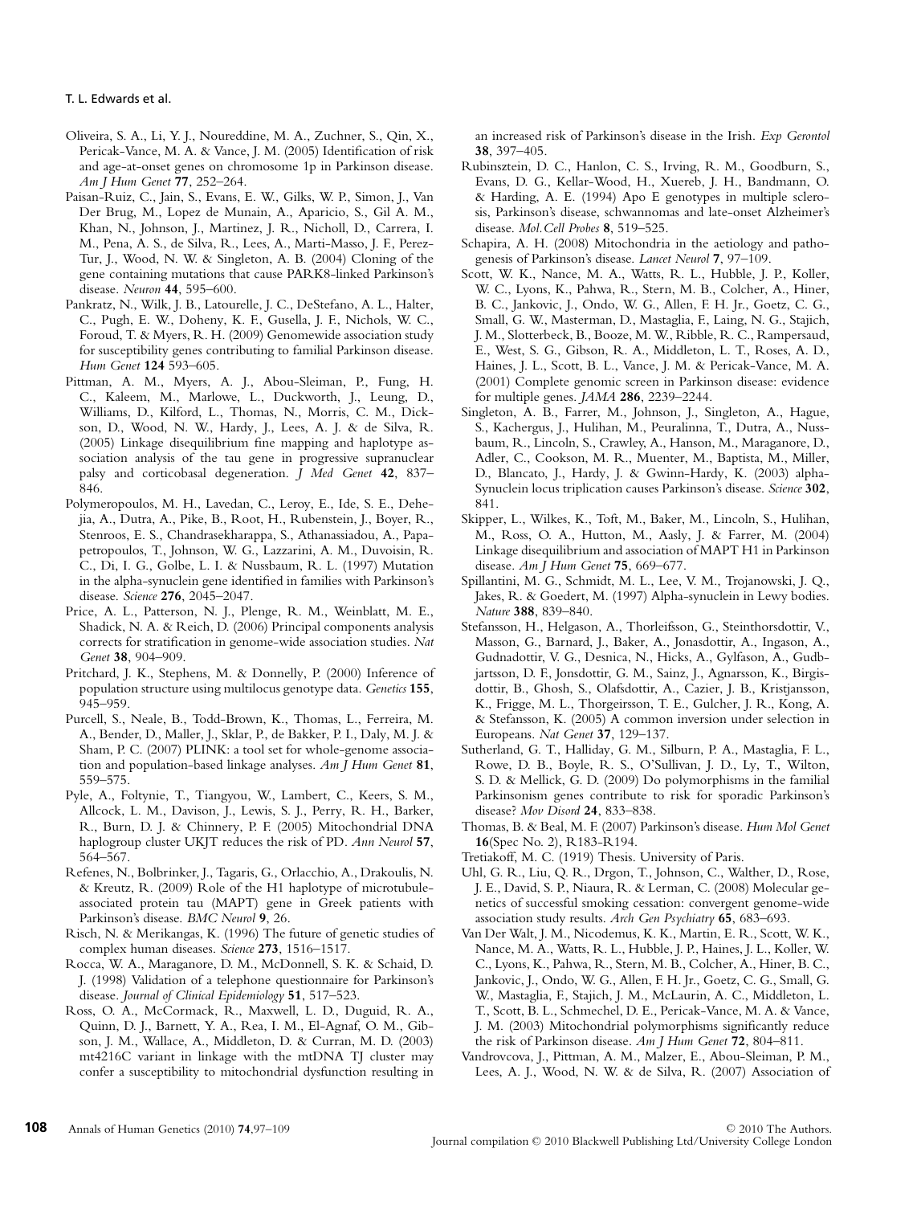Oliveira, S. A., Li, Y. J., Noureddine, M. A., Zuchner, S., Qin, X., Pericak-Vance, M. A. & Vance, J. M. (2005) Identification of risk and age-at-onset genes on chromosome 1p in Parkinson disease. *Am J Hum Genet* **77**, 252–264.

Paisan-Ruiz, C., Jain, S., Evans, E. W., Gilks, W. P., Simon, J., Van Der Brug, M., Lopez de Munain, A., Aparicio, S., Gil A. M., Khan, N., Johnson, J., Martinez, J. R., Nicholl, D., Carrera, I. M., Pena, A. S., de Silva, R., Lees, A., Marti-Masso, J. F., Perez-Tur, J., Wood, N. W. & Singleton, A. B. (2004) Cloning of the gene containing mutations that cause PARK8-linked Parkinson's disease. *Neuron* **44**, 595–600.

Pankratz, N., Wilk, J. B., Latourelle, J. C., DeStefano, A. L., Halter, C., Pugh, E. W., Doheny, K. F., Gusella, J. F., Nichols, W. C., Foroud, T. & Myers, R. H. (2009) Genomewide association study for susceptibility genes contributing to familial Parkinson disease. *Hum Genet* **124** 593–605.

Pittman, A. M., Myers, A. J., Abou-Sleiman, P., Fung, H. C., Kaleem, M., Marlowe, L., Duckworth, J., Leung, D., Williams, D., Kilford, L., Thomas, N., Morris, C. M., Dickson, D., Wood, N. W., Hardy, J., Lees, A. J. & de Silva, R. (2005) Linkage disequilibrium fine mapping and haplotype association analysis of the tau gene in progressive supranuclear palsy and corticobasal degeneration. *J Med Genet* **42**, 837–846.

Polymeropoulos, M. H., Lavedan, C., Leroy, E., Ide, S. E., Dehejia, A., Dutra, A., Pike, B., Root, H., Rubenstein, J., Boyer, R., Stenroos, E. S., Chandrasekharappa, S., Athanassiadou, A., Papapetropoulos, T., Johnson, W. G., Lazzarini, A. M., Duvoisin, R. C., Di, I. G., Golbe, L. I. & Nussbaum, R. L. (1997) Mutation in the alpha-synuclein gene identified in families with Parkinson's disease. *Science* **276**, 2045–2047.

Price, A. L., Patterson, N. J., Plenge, R. M., Weinblatt, M. E., Shadick, N. A. & Reich, D. (2006) Principal components analysis corrects for stratification in genome-wide association studies. *Nat Genet* **38**, 904–909.

Pritchard, J. K., Stephens, M. & Donnelly, P. (2000) Inference of population structure using multilocus genotype data. *Genetics* **155**, 945–959.

Purcell, S., Neale, B., Todd-Brown, K., Thomas, L., Ferreira, M. A., Bender, D., Maller, J., Sklar, P., de Bakker, P. I., Daly, M. J. & Sham, P. C. (2007) PLINK: a tool set for whole-genome association and population-based linkage analyses. *Am J Hum Genet* **81**, 559–575.

Pyle, A., Foltynie, T., Tiangyou, W., Lambert, C., Keers, S. M., Allcock, L. M., Davison, J., Lewis, S. J., Perry, R. H., Barker, R., Burn, D. J. & Chinnery, P. F. (2005) Mitochondrial DNA haplogroup cluster UKJT reduces the risk of PD. *Ann Neurol* **57**, 564–567.

Refenes, N., Bolbrinker, J., Tagaris, G., Orlacchio, A., Drakoulis, N. & Kreutz, R. (2009) Role of the H1 haplotype of microtubule-associated protein tau (MAPT) gene in Greek patients with Parkinson's disease. *BMC Neurol* **9**, 26.

Risch, N. & Merikangas, K. (1996) The future of genetic studies of complex human diseases. *Science* **273**, 1516–1517.

Rocca, W. A., Maraganore, D. M., McDonnell, S. K. & Schaid, D. J. (1998) Validation of a telephone questionnaire for Parkinson's disease. *Journal of Clinical Epidemiology* **51**, 517–523.

Ross, O. A., McCormack, R., Maxwell, L. D., Duguid, R. A., Quinn, D. J., Barnett, Y. A., Rea, I. M., El-Agnaf, O. M., Gibson, J. M., Wallace, A., Middleton, D. & Curran, M. D. (2003) mt4216C variant in linkage with the mtDNA TJ cluster may confer a susceptibility to mitochondrial dysfunction resulting in an increased risk of Parkinson's disease in the Irish. *Exp Gerontol* **38**, 397–405.

Rubinsztein, D. C., Hanlon, C. S., Irving, R. M., Goodburn, S., Evans, D. G., Kellar-Wood, H., Xuereb, J. H., Bandmann, O. & Harding, A. E. (1994) Apo E genotypes in multiple sclerosis, Parkinson's disease, schwannomas and late-onset Alzheimer's disease. *Mol. Cell Probes* **8**, 519–525.

Schapira, A. H. (2008) Mitochondria in the aetiology and pathogenesis of Parkinson's disease. *Lancet Neurol* **7**, 97–109.

Scott, W. K., Nance, M. A., Watts, R. L., Hubble, J. P., Koller, W. C., Lyons, K., Pahwa, R., Stern, M. B., Colcher, A., Hiner, B. C., Jankovic, J., Ondo, W. G., Allen, F. H. Jr., Goetz, C. G., Small, G. W., Masterman, D., Mastaglia, F., Laing, N. G., Stajich, J. M., Slotterbeck, B., Booze, M. W., Ribble, R. C., Rampersaud, E., West, S. G., Gibson, R. A., Middleton, L. T., Roses, A. D., Haines, J. L., Scott, B. L., Vance, J. M. & Pericak-Vance, M. A. (2001) Complete genomic screen in Parkinson disease: evidence for multiple genes. *JAMA* **286**, 2239–2244.

Singleton, A. B., Farrer, M., Johnson, J., Singleton, A., Hague, S., Kachergus, J., Hulihan, M., Peuralinna, T., Dutra, A., Nussbaum, R., Lincoln, S., Crawley, A., Hanson, M., Maraganore, D., Adler, C., Cookson, M. R., Muenter, M., Baptista, M., Miller, D., Blancato, J., Hardy, J. & Gwinn-Hardy, K. (2003) alpha-Synuclein locus triplication causes Parkinson's disease. *Science* **302**, 841.

Skipper, L., Wilkes, K., Toft, M., Baker, M., Lincoln, S., Hulihan, M., Ross, O. A., Hutton, M., Aasly, J. & Farrer, M. (2004) Linkage disequilibrium and association of MAPT H1 in Parkinson disease. *Am J Hum Genet* **75**, 669–677.

Spillantini, M. G., Schmidt, M. L., Lee, V. M., Trojanowski, J. Q., Jakes, R. & Goedert, M. (1997) Alpha-synuclein in Lewy bodies. *Nature* **388**, 839–840.

Stefansson, H., Helgason, A., Thorleifsson, G., Steinthorsdottir, V., Masson, G., Barnard, J., Baker, A., Jonasdottir, A., Ingason, A., Gudnadottir, V. G., Desnica, N., Hicks, A., Gylfason, A., Gudbjartsson, D. F., Jonsdottir, G. M., Sainz, J., Agnarsson, K., Birgisdottir, B., Ghosh, S., Olafsdottir, A., Cazier, J. B., Kristjansson, K., Frigge, M. L., Thorgeirsson, T. E., Gulcher, J. R., Kong, A. & Stefansson, K. (2005) A common inversion under selection in Europeans. *Nat Genet* **37**, 129–137.

Sutherland, G. T., Halliday, G. M., Silburn, P. A., Mastaglia, F. L., Rowe, D. B., Boyle, R. S., O'Sullivan, J. D., Ly, T., Wilton, S. D. & Mellick, G. D. (2009) Do polymorphisms in the familial Parkinsonism genes contribute to risk for sporadic Parkinson's disease? *Mov Disord* **24**, 833–838.

Thomas, B. & Beal, M. F. (2007) Parkinson's disease. *Hum Mol Genet* **16**(Spec No. 2), R183-R194.

Tretiakoff, M. C. (1919) Thesis. University of Paris.

Uhl, G. R., Liu, Q. R., Drgon, T., Johnson, C., Walther, D., Rose, J. E., David, S. P., Niaura, R. & Lerman, C. (2008) Molecular genetics of successful smoking cessation: convergent genome-wide association study results. *Arch Gen Psychiatry* **65**, 683–693.

Van Der Walt, J. M., Nicodemus, K. K., Martin, E. R., Scott, W. K., Nance, M. A., Watts, R. L., Hubble, J. P., Haines, J. L., Koller, W. C., Lyons, K., Pahwa, R., Stern, M. B., Colcher, A., Hiner, B. C., Jankovic, J., Ondo, W. G., Allen, F. H. Jr., Goetz, C. G., Small, G. W., Mastaglia, F., Stajich, J. M., McLaurin, A. C., Middleton, L. T., Scott, B. L., Schmechel, D. E., Pericak-Vance, M. A. & Vance, J. M. (2003) Mitochondrial polymorphisms significantly reduce the risk of Parkinson disease. *Am J Hum Genet* **72**, 804–811.

Vandrovcova, J., Pittman, A. M., Malzer, E., Abou-Sleiman, P. M., Lees, A. J., Wood, N. W. & de Silva, R. (2007) Association of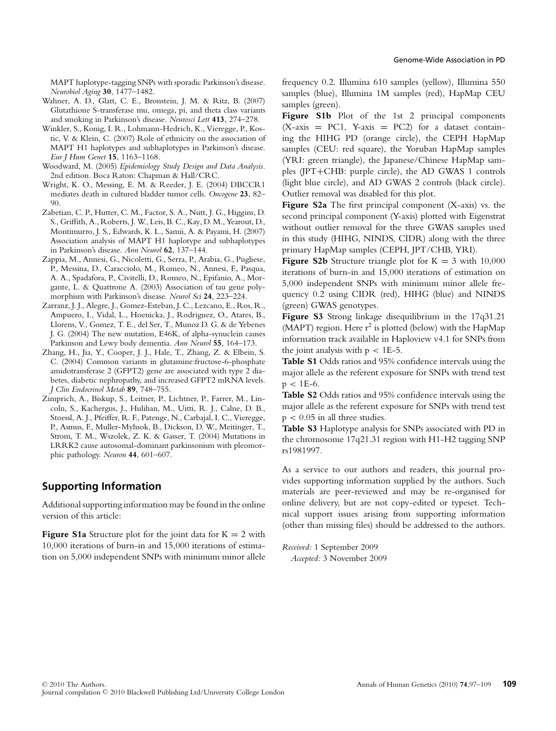MAPT haplotype-tagging SNPs with sporadic Parkinson's disease. *Neurobiol Aging* **30**, 1477–1482.

Wahner, A. D., Glatt, C. E., Bronstein, J. M. & Ritz, B. (2007) Glutathione S-transferase mu, omega, pi, and theta class variants and smoking in Parkinson's disease. *Neurosci Lett* **413**, 274–278.

Winkler, S., Konig, I. R., Lohmann-Hedrich, K., Vieregge, P., Kostic, V. & Klein, C. (2007) Role of ethnicity on the association of MAPT H1 haplotypes and subhaplotypes in Parkinson's disease. *Eur J Hum Genet* **15**, 1163–1168.

Woodward, M. (2005) *Epidemiology Study Design and Data Analysis*. 2nd edition. Boca Raton: Chapman & Hall/CRC.

Wright, K. O., Messing, E. M. & Reeder, J. E. (2004) DBCCR1 mediates death in cultured bladder tumor cells. *Oncogene* **23**, 82–90.

Zabetian, C. P., Hutter, C. M., Factor, S. A., Nutt, J. G., Higgins, D. S., Griffith, A., Roberts, J. W., Leis, B. C., Kay, D. M., Yearout, D., Montimurro, J. S., Edwards, K. L., Samii, A. & Payami, H. (2007) Association analysis of MAPT H1 haplotype and subhaplotypes in Parkinson's disease. *Ann Neurol* **62**, 137–144.

Zappia, M., Annesi, G., Nicoletti, G., Serra, P., Arabia, G., Pugliese, P., Messina, D., Caracciolo, M., Romeo, N., Annesi, F., Pasqua, A. A., Spadafora, P., Civitelli, D., Romeo, N., Epifanio, A., Morgante, L. & Quattrone A. (2003) Association of tau gene polymorphism with Parkinson's disease. *Neurol Sci* **24**, 223–224.

Zarranz, J. J., Alegre, J., Gomez-Esteban, J. C., Lezcano, E., Ros, R., Ampuero, I., Vidal, L., Hoenicka, J., Rodriguez, O., Atares, B., Llorens, V., Gomez, T. E., del Ser, T., Munoz D. G. & de Yebenes J. G. (2004) The new mutation, E46K, of alpha-synuclein causes Parkinson and Lewy body dementia. *Ann Neurol* **55**, 164–173.

Zhang, H., Jia, Y., Cooper, J. J., Hale, T., Zhang, Z. & Elbein, S. C. (2004) Common variants in glutamine:fructose-6-phosphate amidotransferase 2 (GFPT2) gene are associated with type 2 diabetes, diabetic nephropathy, and increased GFPT2 mRNA levels. *J Clin Endocrinol Metab* **89**, 748–755.

Zimprich, A., Biskup, S., Leitner, P., Lichtner, P., Farrer, M., Lincoln, S., Kachergus, J., Hulihan, M., Uitti, R. J., Calne, D. B., Stoessl, A. J., Pfeiffer, R. F., Patenge, N., Carbajal, I. C., Vieregge, P., Asmus, F., Muller-Myhsok, B., Dickson, D. W., Meitinger, T., Strom, T. M., Wszolek, Z. K. & Gasser, T. (2004) Mutations in LRRK2 cause autosomal-dominant parkinsonism with pleomorphic pathology. *Neuron* **44**, 601–607.

## Supporting Information

Additional supporting information may be found in the online version of this article:

**Figure S1a** Structure plot for the joint data for $K = 2$ with 10,000 iterations of burn-in and 15,000 iterations of estimation on 5,000 independent SNPs with minimum minor allele frequency 0.2. Illumina 610 samples (yellow), Illumina 550 samples (blue), Illumina 1M samples (red), HapMap CEU samples (green).

**Figure S1b** Plot of the 1st 2 principal components (X-axis = PC1, Y-axis = PC2) for a dataset containing the HIHG PD (orange circle), the CEPH HapMap samples (CEU: red square), the Yoruban HapMap samples (YRI: green triangle), the Japanese/Chinese HapMap samples (JPT+CHB: purple circle), the AD GWAS 1 controls (light blue circle), and AD GWAS 2 controls (black circle). Outlier removal was disabled for this plot.

**Figure S2a** The first principal component (X-axis) vs. the second principal component (Y-axis) plotted with Eigenstrat without outlier removal for the three GWAS samples used in this study (HIHG, NINDS, CIDR) along with the three primary HapMap samples (CEPH, JPT/CHB, YRI).

**Figure S2b** Structure triangle plot for $K = 3$ with 10,000 iterations of burn-in and 15,000 iterations of estimation on 5,000 independent SNPs with minimum minor allele frequency 0.2 using CIDR (red), HIHG (blue) and NINDS (green) GWAS genotypes.

**Figure S3** Strong linkage disequilibrium in the 17q31.21 (MAPT) region. Here $r^2$ is plotted (below) with the HapMap information track available in Haploview v4.1 for SNPs from the joint analysis with $p < 1E\text{-}5$.

**Table S1** Odds ratios and 95% confidence intervals using the major allele as the referent exposure for SNPs with trend test $p < 1E\text{-}6$.

**Table S2** Odds ratios and 95% confidence intervals using the major allele as the referent exposure for SNPs with trend test $p < 0.05$ in all three studies.

**Table S3** Haplotype analysis for SNPs associated with PD in the chromosome 17q21.31 region with H1-H2 tagging SNP rs1981997.

As a service to our authors and readers, this journal provides supporting information supplied by the authors. Such materials are peer-reviewed and may be re-organised for online delivery, but are not copy-edited or typeset. Technical support issues arising from supporting information (other than missing files) should be addressed to the authors.

*Received:* 1 September 2009
*Accepted:* 3 November 2009